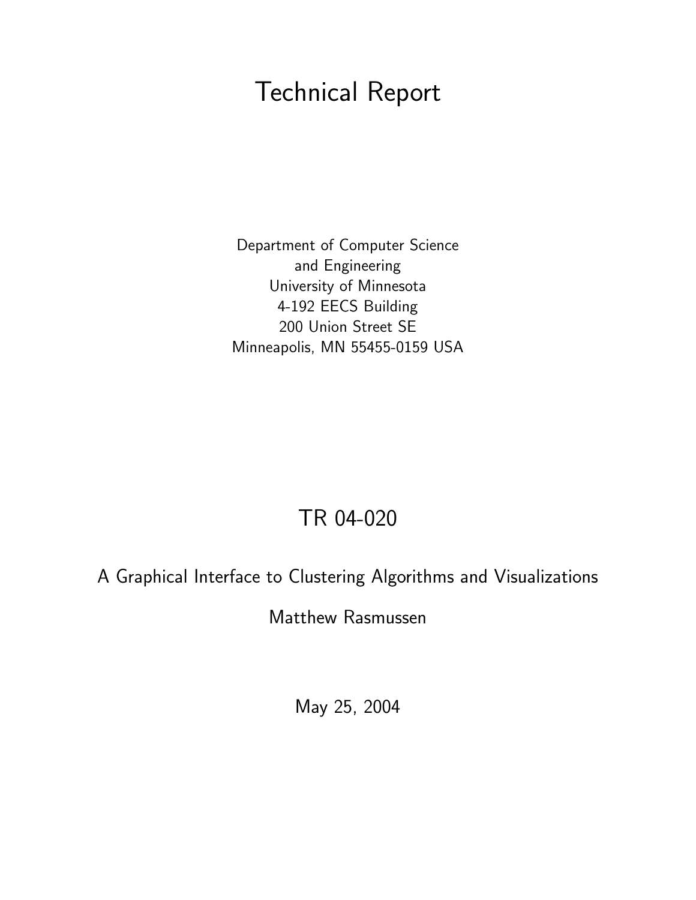# Technical Report

Department of Computer Science
and Engineering
University of Minnesota
4-192 EECS Building
200 Union Street SE
Minneapolis, MN 55455-0159 USA

## TR 04-020

A Graphical Interface to Clustering Algorithms and Visualizations

Matthew Rasmussen

May 25, 2004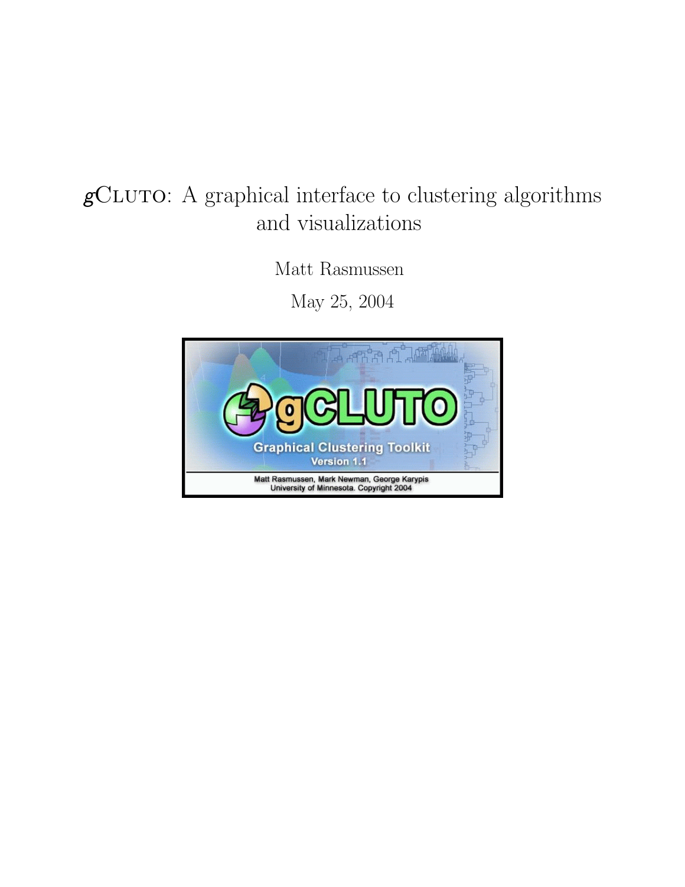# gCLUTO: A graphical interface to clustering algorithms and visualizations

Matt Rasmussen

May 25, 2004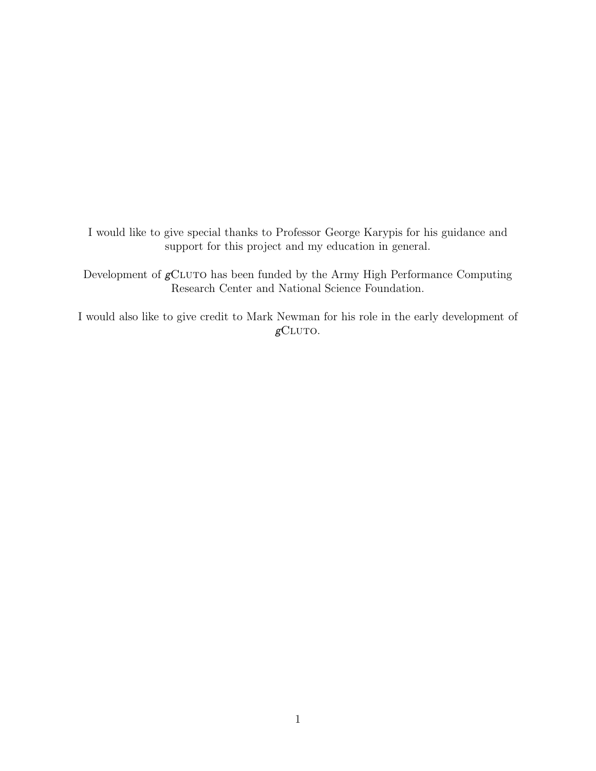I would like to give special thanks to Professor George Karypis for his guidance and support for this project and my education in general.

Development of *g*CLUTO has been funded by the Army High Performance Computing Research Center and National Science Foundation.

I would also like to give credit to Mark Newman for his role in the early development of *g*CLUTO.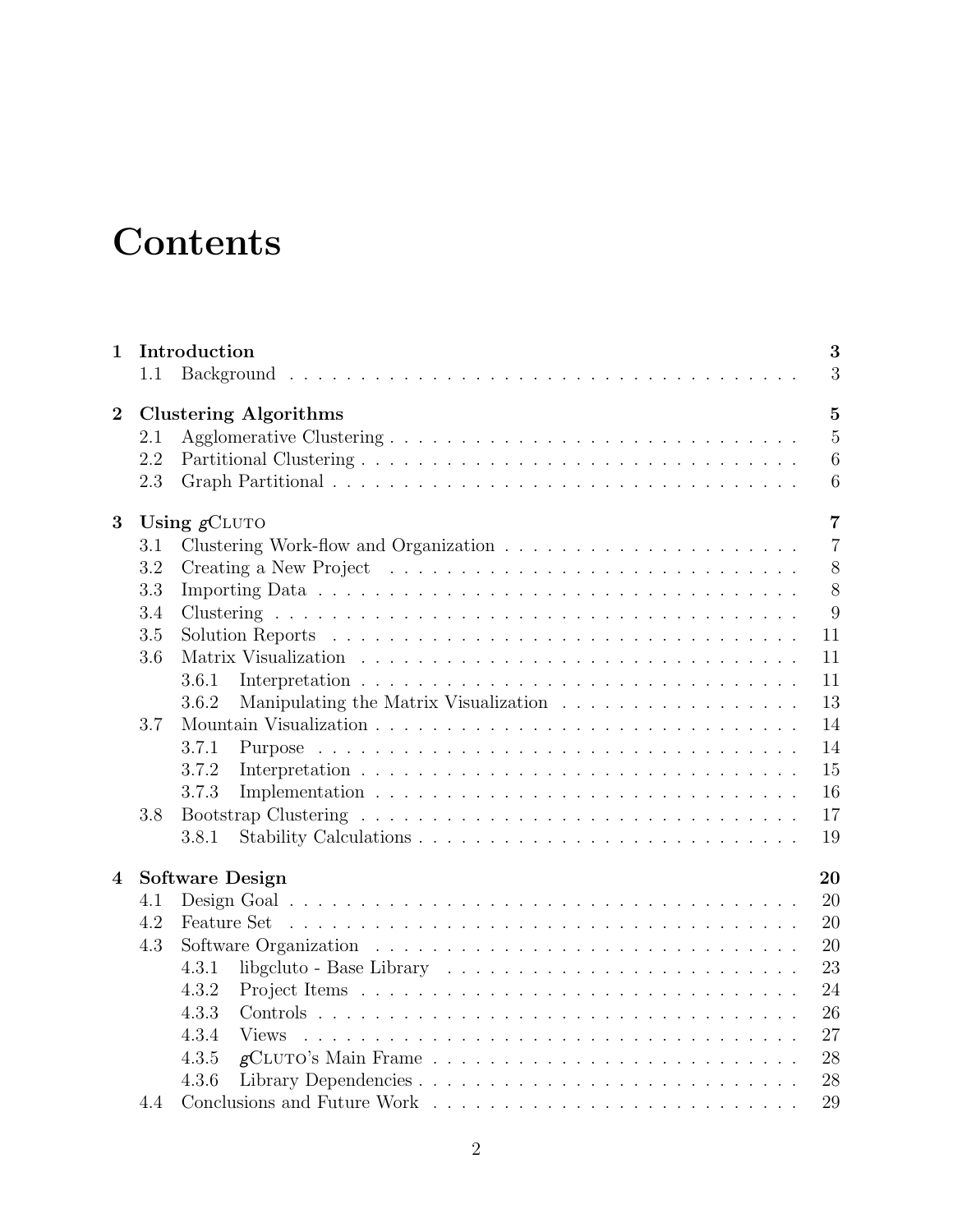# Contents

**1 Introduction** — **3**
- 1.1 Background — 3

**2 Clustering Algorithms** — **5**
- 2.1 Agglomerative Clustering — 5
- 2.2 Partitional Clustering — 6
- 2.3 Graph Partitional — 6

**3 Using *g*CLUTO** — **7**
- 3.1 Clustering Work-flow and Organization — 7
- 3.2 Creating a New Project — 8
- 3.3 Importing Data — 8
- 3.4 Clustering — 9
- 3.5 Solution Reports — 11
- 3.6 Matrix Visualization — 11
  - 3.6.1 Interpretation — 11
  - 3.6.2 Manipulating the Matrix Visualization — 13
- 3.7 Mountain Visualization — 14
  - 3.7.1 Purpose — 14
  - 3.7.2 Interpretation — 15
  - 3.7.3 Implementation — 16
- 3.8 Bootstrap Clustering — 17
  - 3.8.1 Stability Calculations — 19

**4 Software Design** — **20**
- 4.1 Design Goal — 20
- 4.2 Feature Set — 20
- 4.3 Software Organization — 20
  - 4.3.1 libgcluto - Base Library — 23
  - 4.3.2 Project Items — 24
  - 4.3.3 Controls — 26
  - 4.3.4 Views — 27
  - 4.3.5 *g*CLUTO's Main Frame — 28
  - 4.3.6 Library Dependencies — 28
- 4.4 Conclusions and Future Work — 29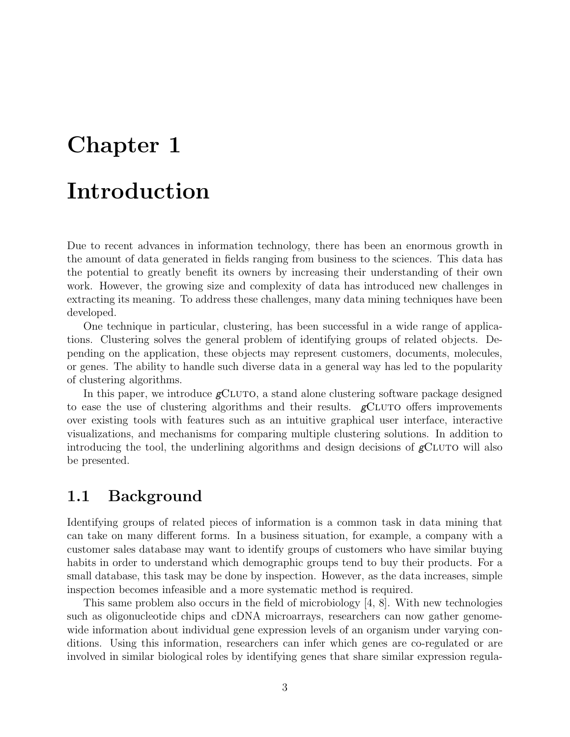# Chapter 1

# Introduction

Due to recent advances in information technology, there has been an enormous growth in the amount of data generated in fields ranging from business to the sciences. This data has the potential to greatly benefit its owners by increasing their understanding of their own work. However, the growing size and complexity of data has introduced new challenges in extracting its meaning. To address these challenges, many data mining techniques have been developed.

One technique in particular, clustering, has been successful in a wide range of applications. Clustering solves the general problem of identifying groups of related objects. Depending on the application, these objects may represent customers, documents, molecules, or genes. The ability to handle such diverse data in a general way has led to the popularity of clustering algorithms.

In this paper, we introduce *g*CLUTO, a stand alone clustering software package designed to ease the use of clustering algorithms and their results. *g*CLUTO offers improvements over existing tools with features such as an intuitive graphical user interface, interactive visualizations, and mechanisms for comparing multiple clustering solutions. In addition to introducing the tool, the underlining algorithms and design decisions of *g*CLUTO will also be presented.

## 1.1 Background

Identifying groups of related pieces of information is a common task in data mining that can take on many different forms. In a business situation, for example, a company with a customer sales database may want to identify groups of customers who have similar buying habits in order to understand which demographic groups tend to buy their products. For a small database, this task may be done by inspection. However, as the data increases, simple inspection becomes infeasible and a more systematic method is required.

This same problem also occurs in the field of microbiology [4, 8]. With new technologies such as oligonucleotide chips and cDNA microarrays, researchers can now gather genome-wide information about individual gene expression levels of an organism under varying conditions. Using this information, researchers can infer which genes are co-regulated or are involved in similar biological roles by identifying genes that share similar expression regula-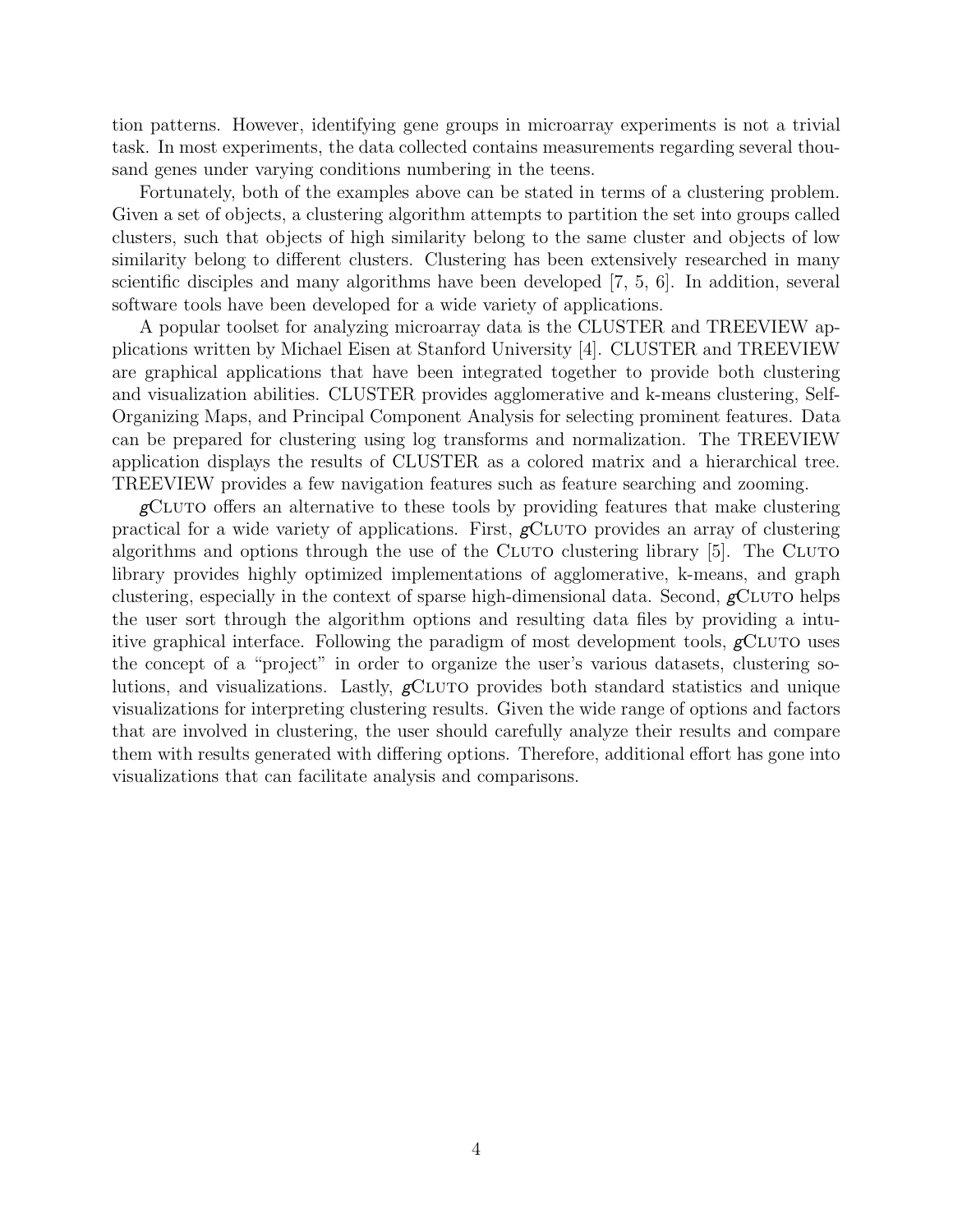tion patterns. However, identifying gene groups in microarray experiments is not a trivial task. In most experiments, the data collected contains measurements regarding several thousand genes under varying conditions numbering in the teens.

Fortunately, both of the examples above can be stated in terms of a clustering problem. Given a set of objects, a clustering algorithm attempts to partition the set into groups called clusters, such that objects of high similarity belong to the same cluster and objects of low similarity belong to different clusters. Clustering has been extensively researched in many scientific disciples and many algorithms have been developed [7, 5, 6]. In addition, several software tools have been developed for a wide variety of applications.

A popular toolset for analyzing microarray data is the CLUSTER and TREEVIEW applications written by Michael Eisen at Stanford University [4]. CLUSTER and TREEVIEW are graphical applications that have been integrated together to provide both clustering and visualization abilities. CLUSTER provides agglomerative and k-means clustering, Self-Organizing Maps, and Principal Component Analysis for selecting prominent features. Data can be prepared for clustering using log transforms and normalization. The TREEVIEW application displays the results of CLUSTER as a colored matrix and a hierarchical tree. TREEVIEW provides a few navigation features such as feature searching and zooming.

*g*CLUTO offers an alternative to these tools by providing features that make clustering practical for a wide variety of applications. First, *g*CLUTO provides an array of clustering algorithms and options through the use of the CLUTO clustering library [5]. The CLUTO library provides highly optimized implementations of agglomerative, k-means, and graph clustering, especially in the context of sparse high-dimensional data. Second, *g*CLUTO helps the user sort through the algorithm options and resulting data files by providing a intuitive graphical interface. Following the paradigm of most development tools, *g*CLUTO uses the concept of a "project" in order to organize the user's various datasets, clustering solutions, and visualizations. Lastly, *g*CLUTO provides both standard statistics and unique visualizations for interpreting clustering results. Given the wide range of options and factors that are involved in clustering, the user should carefully analyze their results and compare them with results generated with differing options. Therefore, additional effort has gone into visualizations that can facilitate analysis and comparisons.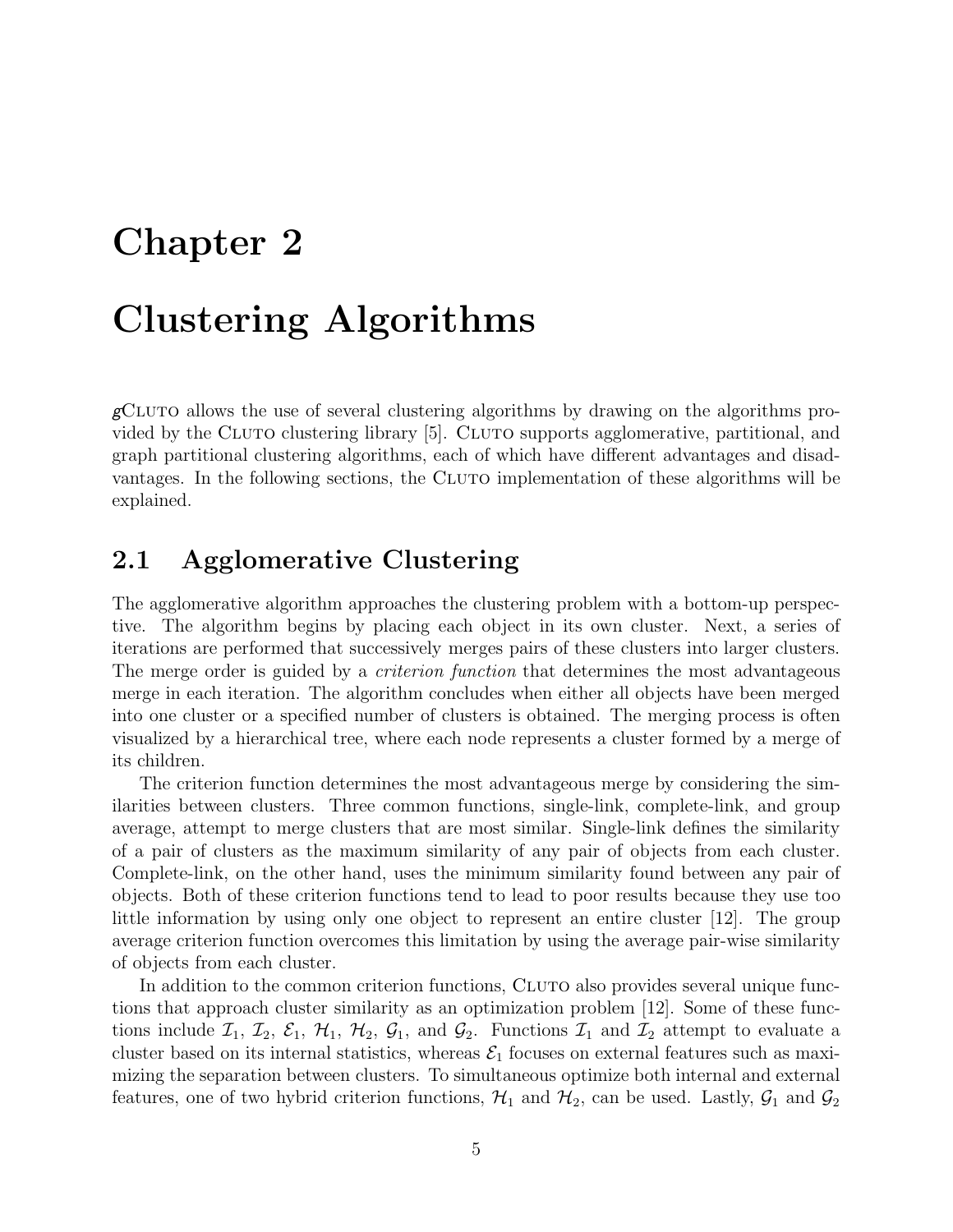# Chapter 2

# Clustering Algorithms

*g*CLUTO allows the use of several clustering algorithms by drawing on the algorithms provided by the CLUTO clustering library [5]. CLUTO supports agglomerative, partitional, and graph partitional clustering algorithms, each of which have different advantages and disadvantages. In the following sections, the CLUTO implementation of these algorithms will be explained.

## 2.1 Agglomerative Clustering

The agglomerative algorithm approaches the clustering problem with a bottom-up perspective. The algorithm begins by placing each object in its own cluster. Next, a series of iterations are performed that successively merges pairs of these clusters into larger clusters. The merge order is guided by a *criterion function* that determines the most advantageous merge in each iteration. The algorithm concludes when either all objects have been merged into one cluster or a specified number of clusters is obtained. The merging process is often visualized by a hierarchical tree, where each node represents a cluster formed by a merge of its children.

The criterion function determines the most advantageous merge by considering the similarities between clusters. Three common functions, single-link, complete-link, and group average, attempt to merge clusters that are most similar. Single-link defines the similarity of a pair of clusters as the maximum similarity of any pair of objects from each cluster. Complete-link, on the other hand, uses the minimum similarity found between any pair of objects. Both of these criterion functions tend to lead to poor results because they use too little information by using only one object to represent an entire cluster [12]. The group average criterion function overcomes this limitation by using the average pair-wise similarity of objects from each cluster.

In addition to the common criterion functions, CLUTO also provides several unique functions that approach cluster similarity as an optimization problem [12]. Some of these functions include $\mathcal{I}_1$, $\mathcal{I}_2$, $\mathcal{E}_1$, $\mathcal{H}_1$, $\mathcal{H}_2$, $\mathcal{G}_1$, and $\mathcal{G}_2$. Functions $\mathcal{I}_1$ and $\mathcal{I}_2$ attempt to evaluate a cluster based on its internal statistics, whereas $\mathcal{E}_1$ focuses on external features such as maximizing the separation between clusters. To simultaneous optimize both internal and external features, one of two hybrid criterion functions, $\mathcal{H}_1$ and $\mathcal{H}_2$, can be used. Lastly, $\mathcal{G}_1$ and $\mathcal{G}_2$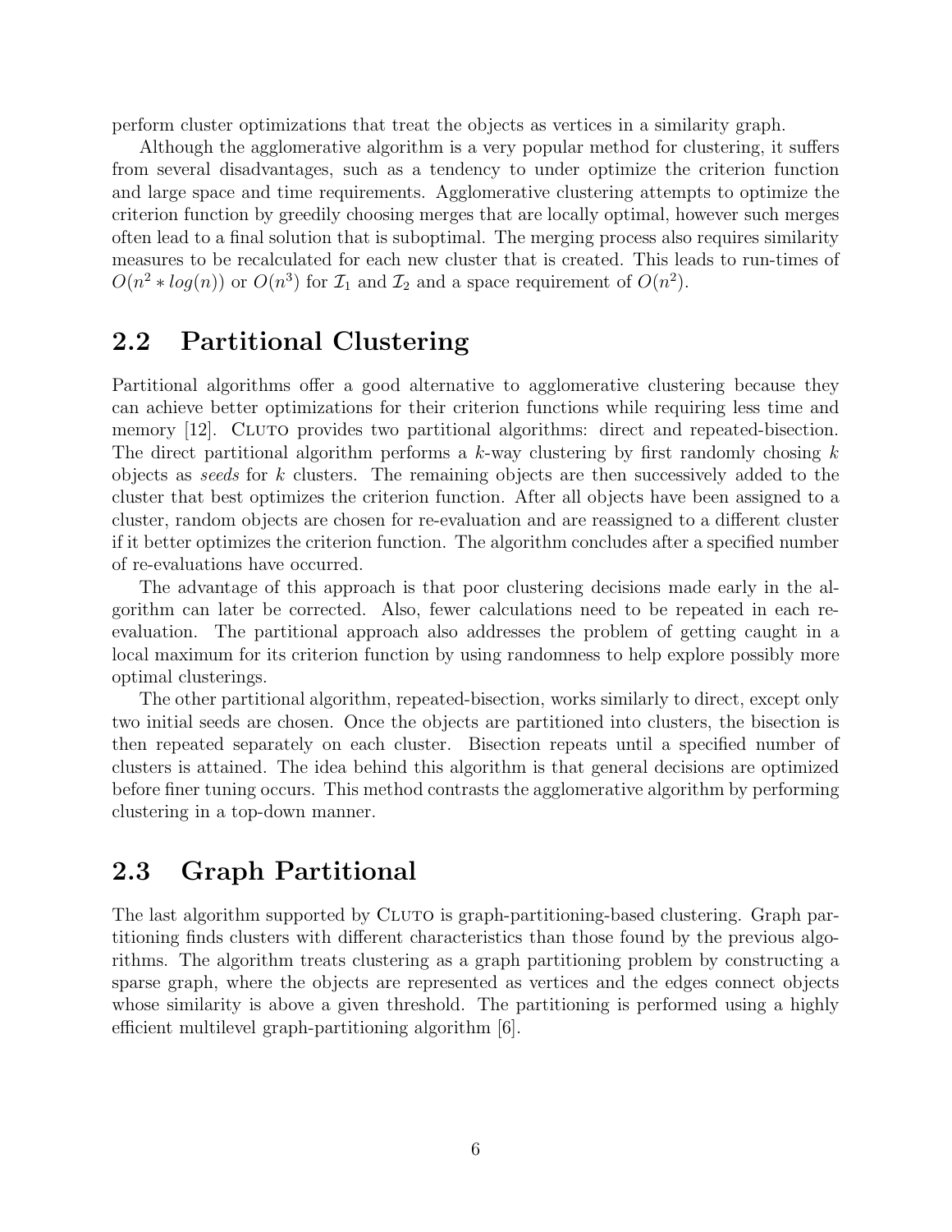perform cluster optimizations that treat the objects as vertices in a similarity graph.

Although the agglomerative algorithm is a very popular method for clustering, it suffers from several disadvantages, such as a tendency to under optimize the criterion function and large space and time requirements. Agglomerative clustering attempts to optimize the criterion function by greedily choosing merges that are locally optimal, however such merges often lead to a final solution that is suboptimal. The merging process also requires similarity measures to be recalculated for each new cluster that is created. This leads to run-times of $O(n^2 * log(n))$ or $O(n^3)$ for $\mathcal{I}_1$ and $\mathcal{I}_2$ and a space requirement of $O(n^2)$.

## 2.2 Partitional Clustering

Partitional algorithms offer a good alternative to agglomerative clustering because they can achieve better optimizations for their criterion functions while requiring less time and memory [12]. CLUTO provides two partitional algorithms: direct and repeated-bisection. The direct partitional algorithm performs a $k$-way clustering by first randomly chosing $k$ objects as *seeds* for $k$ clusters. The remaining objects are then successively added to the cluster that best optimizes the criterion function. After all objects have been assigned to a cluster, random objects are chosen for re-evaluation and are reassigned to a different cluster if it better optimizes the criterion function. The algorithm concludes after a specified number of re-evaluations have occurred.

The advantage of this approach is that poor clustering decisions made early in the algorithm can later be corrected. Also, fewer calculations need to be repeated in each re-evaluation. The partitional approach also addresses the problem of getting caught in a local maximum for its criterion function by using randomness to help explore possibly more optimal clusterings.

The other partitional algorithm, repeated-bisection, works similarly to direct, except only two initial seeds are chosen. Once the objects are partitioned into clusters, the bisection is then repeated separately on each cluster. Bisection repeats until a specified number of clusters is attained. The idea behind this algorithm is that general decisions are optimized before finer tuning occurs. This method contrasts the agglomerative algorithm by performing clustering in a top-down manner.

## 2.3 Graph Partitional

The last algorithm supported by CLUTO is graph-partitioning-based clustering. Graph partitioning finds clusters with different characteristics than those found by the previous algorithms. The algorithm treats clustering as a graph partitioning problem by constructing a sparse graph, where the objects are represented as vertices and the edges connect objects whose similarity is above a given threshold. The partitioning is performed using a highly efficient multilevel graph-partitioning algorithm [6].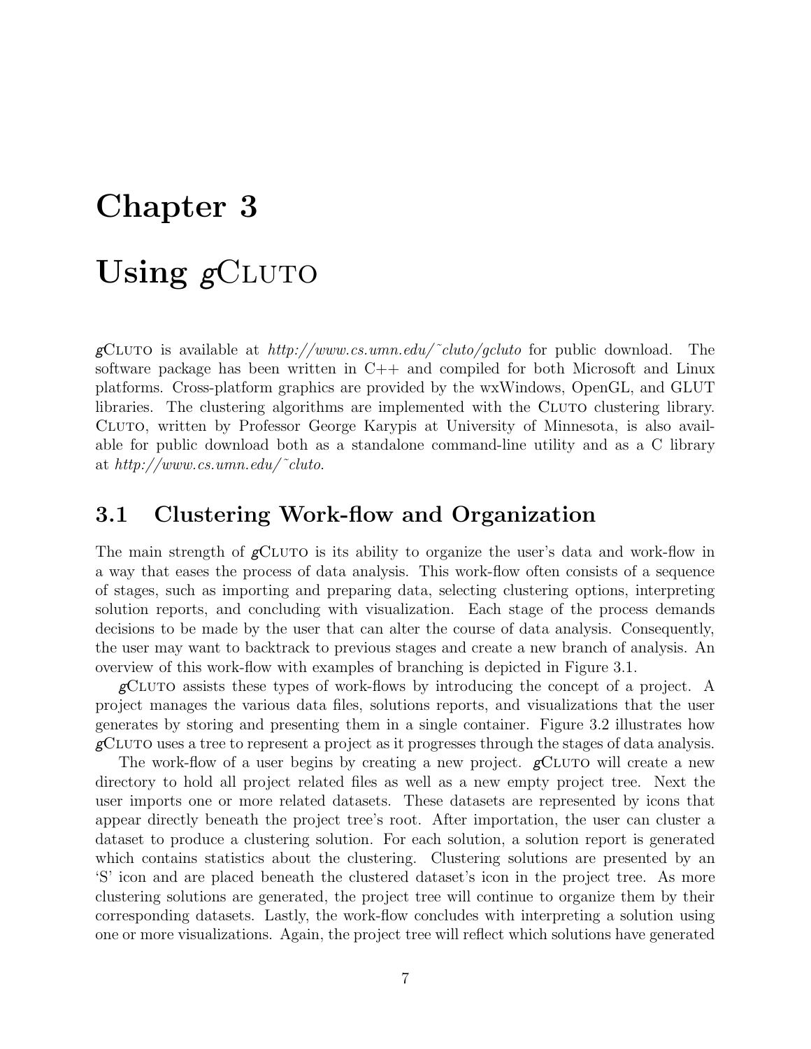# Chapter 3

# Using *g*CLUTO

*g*CLUTO is available at *http://www.cs.umn.edu/˜cluto/gcluto* for public download. The software package has been written in C++ and compiled for both Microsoft and Linux platforms. Cross-platform graphics are provided by the wxWindows, OpenGL, and GLUT libraries. The clustering algorithms are implemented with the CLUTO clustering library. CLUTO, written by Professor George Karypis at University of Minnesota, is also available for public download both as a standalone command-line utility and as a C library at *http://www.cs.umn.edu/˜cluto*.

## 3.1 Clustering Work-flow and Organization

The main strength of *g*CLUTO is its ability to organize the user's data and work-flow in a way that eases the process of data analysis. This work-flow often consists of a sequence of stages, such as importing and preparing data, selecting clustering options, interpreting solution reports, and concluding with visualization. Each stage of the process demands decisions to be made by the user that can alter the course of data analysis. Consequently, the user may want to backtrack to previous stages and create a new branch of analysis. An overview of this work-flow with examples of branching is depicted in Figure 3.1.

*g*CLUTO assists these types of work-flows by introducing the concept of a project. A project manages the various data files, solutions reports, and visualizations that the user generates by storing and presenting them in a single container. Figure 3.2 illustrates how *g*CLUTO uses a tree to represent a project as it progresses through the stages of data analysis.

The work-flow of a user begins by creating a new project. *g*CLUTO will create a new directory to hold all project related files as well as a new empty project tree. Next the user imports one or more related datasets. These datasets are represented by icons that appear directly beneath the project tree's root. After importation, the user can cluster a dataset to produce a clustering solution. For each solution, a solution report is generated which contains statistics about the clustering. Clustering solutions are presented by an 'S' icon and are placed beneath the clustered dataset's icon in the project tree. As more clustering solutions are generated, the project tree will continue to organize them by their corresponding datasets. Lastly, the work-flow concludes with interpreting a solution using one or more visualizations. Again, the project tree will reflect which solutions have generated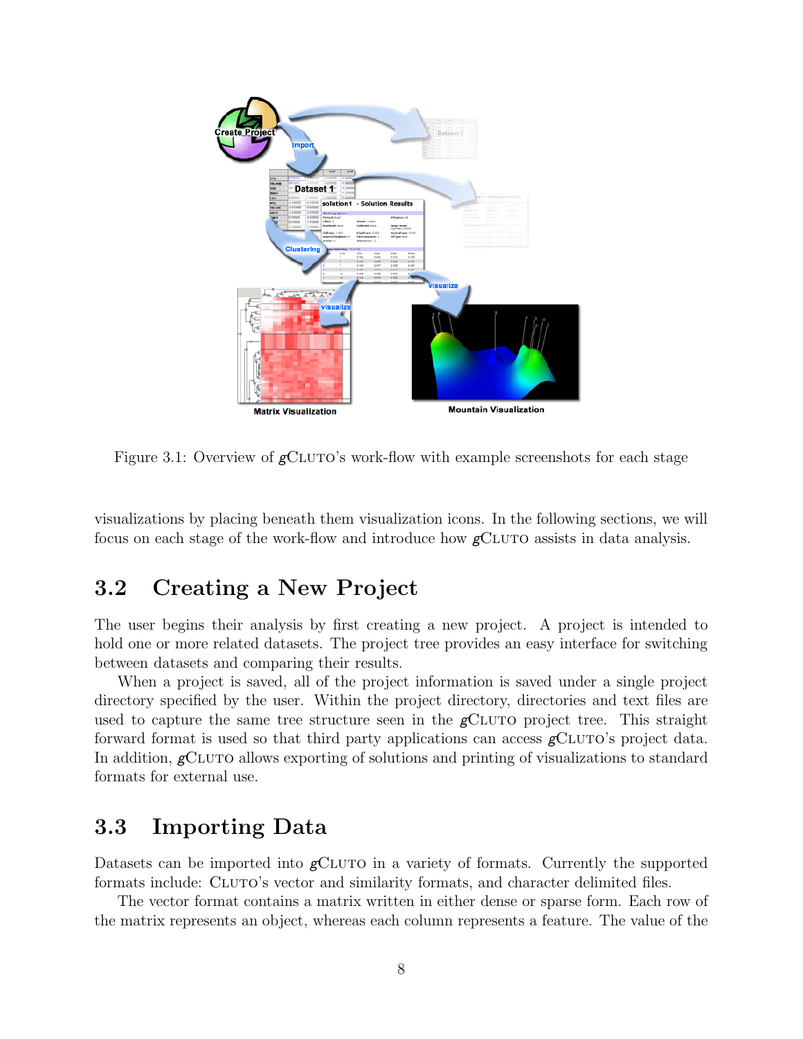Figure 3.1: Overview of *g*CLUTO's work-flow with example screenshots for each stage

visualizations by placing beneath them visualization icons. In the following sections, we will focus on each stage of the work-flow and introduce how *g*CLUTO assists in data analysis.

## 3.2 Creating a New Project

The user begins their analysis by first creating a new project. A project is intended to hold one or more related datasets. The project tree provides an easy interface for switching between datasets and comparing their results.

When a project is saved, all of the project information is saved under a single project directory specified by the user. Within the project directory, directories and text files are used to capture the same tree structure seen in the *g*CLUTO project tree. This straight forward format is used so that third party applications can access *g*CLUTO's project data. In addition, *g*CLUTO allows exporting of solutions and printing of visualizations to standard formats for external use.

## 3.3 Importing Data

Datasets can be imported into *g*CLUTO in a variety of formats. Currently the supported formats include: CLUTO's vector and similarity formats, and character delimited files.

The vector format contains a matrix written in either dense or sparse form. Each row of the matrix represents an object, whereas each column represents a feature. The value of the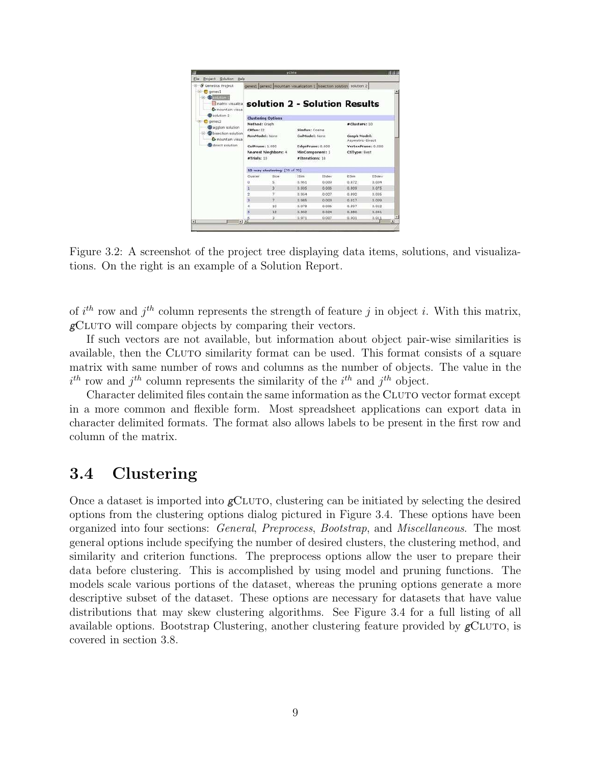Figure 3.2: A screenshot of the project tree displaying data items, solutions, and visualizations. On the right is an example of a Solution Report.

of $i^{th}$ row and $j^{th}$ column represents the strength of feature $j$ in object $i$. With this matrix, *g*CLUTO will compare objects by comparing their vectors.

If such vectors are not available, but information about object pair-wise similarities is available, then the CLUTO similarity format can be used. This format consists of a square matrix with same number of rows and columns as the number of objects. The value in the $i^{th}$ row and $j^{th}$ column represents the similarity of the $i^{th}$ and $j^{th}$ object.

Character delimited files contain the same information as the CLUTO vector format except in a more common and flexible form. Most spreadsheet applications can export data in character delimited formats. The format also allows labels to be present in the first row and column of the matrix.

## 3.4 Clustering

Once a dataset is imported into *g*CLUTO, clustering can be initiated by selecting the desired options from the clustering options dialog pictured in Figure 3.4. These options have been organized into four sections: *General*, *Preprocess*, *Bootstrap*, and *Miscellaneous*. The most general options include specifying the number of desired clusters, the clustering method, and similarity and criterion functions. The preprocess options allow the user to prepare their data before clustering. This is accomplished by using model and pruning functions. The models scale various portions of the dataset, whereas the pruning options generate a more descriptive subset of the dataset. These options are necessary for datasets that have value distributions that may skew clustering algorithms. See Figure 3.4 for a full listing of all available options. Bootstrap Clustering, another clustering feature provided by *g*CLUTO, is covered in section 3.8.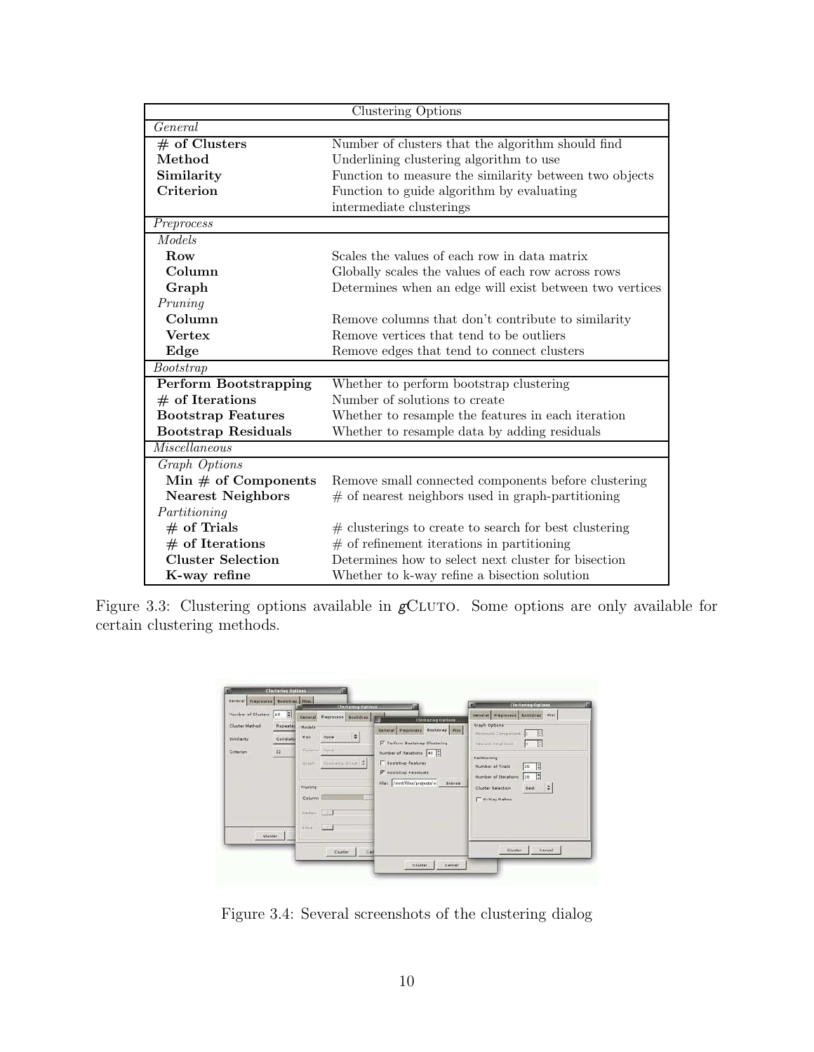| Clustering Options | |
|---|---|
| *General* | |
| **# of Clusters** | Number of clusters that the algorithm should find |
| **Method** | Underlining clustering algorithm to use |
| **Similarity** | Function to measure the similarity between two objects |
| **Criterion** | Function to guide algorithm by evaluating intermediate clusterings |
| *Preprocess* | |
| *Models* | |
| **Row** | Scales the values of each row in data matrix |
| **Column** | Globally scales the values of each row across rows |
| **Graph** | Determines when an edge will exist between two vertices |
| *Pruning* | |
| **Column** | Remove columns that don't contribute to similarity |
| **Vertex** | Remove vertices that tend to be outliers |
| **Edge** | Remove edges that tend to connect clusters |
| *Bootstrap* | |
| **Perform Bootstrapping** | Whether to perform bootstrap clustering |
| **# of Iterations** | Number of solutions to create |
| **Bootstrap Features** | Whether to resample the features in each iteration |
| **Bootstrap Residuals** | Whether to resample data by adding residuals |
| *Miscellaneous* | |
| *Graph Options* | |
| **Min # of Components** | Remove small connected components before clustering |
| **Nearest Neighbors** | # of nearest neighbors used in graph-partitioning |
| *Partitioning* | |
| **# of Trials** | # clusterings to create to search for best clustering |
| **# of Iterations** | # of refinement iterations in partitioning |
| **Cluster Selection** | Determines how to select next cluster for bisection |
| **K-way refine** | Whether to k-way refine a bisection solution |

Figure 3.3: Clustering options available in *g*CLUTO. Some options are only available for certain clustering methods.

Figure 3.4: Several screenshots of the clustering dialog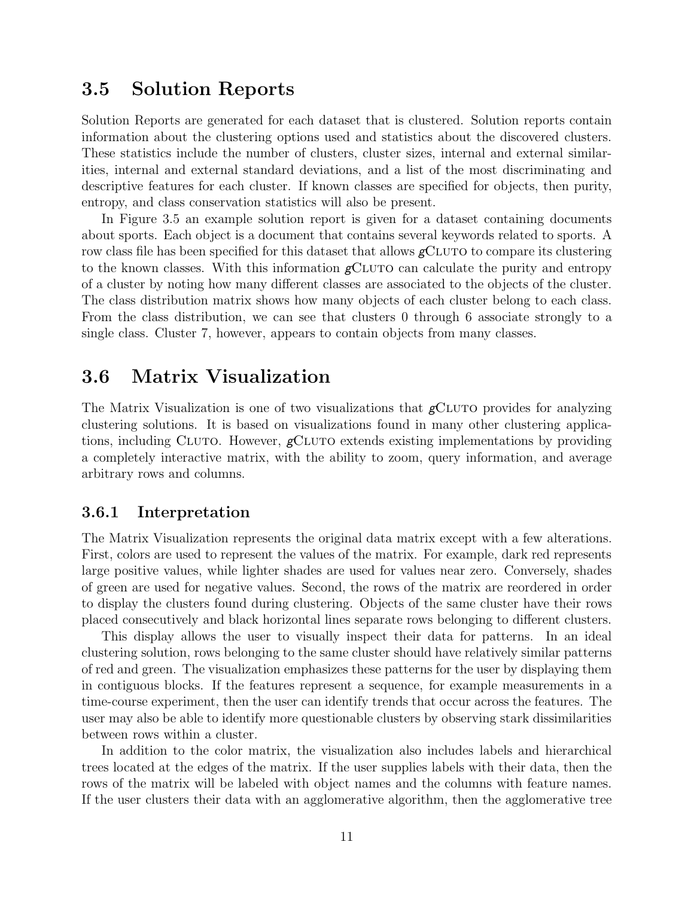## 3.5 Solution Reports

Solution Reports are generated for each dataset that is clustered. Solution reports contain information about the clustering options used and statistics about the discovered clusters. These statistics include the number of clusters, cluster sizes, internal and external similarities, internal and external standard deviations, and a list of the most discriminating and descriptive features for each cluster. If known classes are specified for objects, then purity, entropy, and class conservation statistics will also be present.

In Figure 3.5 an example solution report is given for a dataset containing documents about sports. Each object is a document that contains several keywords related to sports. A row class file has been specified for this dataset that allows *g*CLUTO to compare its clustering to the known classes. With this information *g*CLUTO can calculate the purity and entropy of a cluster by noting how many different classes are associated to the objects of the cluster. The class distribution matrix shows how many objects of each cluster belong to each class. From the class distribution, we can see that clusters 0 through 6 associate strongly to a single class. Cluster 7, however, appears to contain objects from many classes.

## 3.6 Matrix Visualization

The Matrix Visualization is one of two visualizations that *g*CLUTO provides for analyzing clustering solutions. It is based on visualizations found in many other clustering applications, including CLUTO. However, *g*CLUTO extends existing implementations by providing a completely interactive matrix, with the ability to zoom, query information, and average arbitrary rows and columns.

### 3.6.1 Interpretation

The Matrix Visualization represents the original data matrix except with a few alterations. First, colors are used to represent the values of the matrix. For example, dark red represents large positive values, while lighter shades are used for values near zero. Conversely, shades of green are used for negative values. Second, the rows of the matrix are reordered in order to display the clusters found during clustering. Objects of the same cluster have their rows placed consecutively and black horizontal lines separate rows belonging to different clusters.

This display allows the user to visually inspect their data for patterns. In an ideal clustering solution, rows belonging to the same cluster should have relatively similar patterns of red and green. The visualization emphasizes these patterns for the user by displaying them in contiguous blocks. If the features represent a sequence, for example measurements in a time-course experiment, then the user can identify trends that occur across the features. The user may also be able to identify more questionable clusters by observing stark dissimilarities between rows within a cluster.

In addition to the color matrix, the visualization also includes labels and hierarchical trees located at the edges of the matrix. If the user supplies labels with their data, then the rows of the matrix will be labeled with object names and the columns with feature names. If the user clusters their data with an agglomerative algorithm, then the agglomerative tree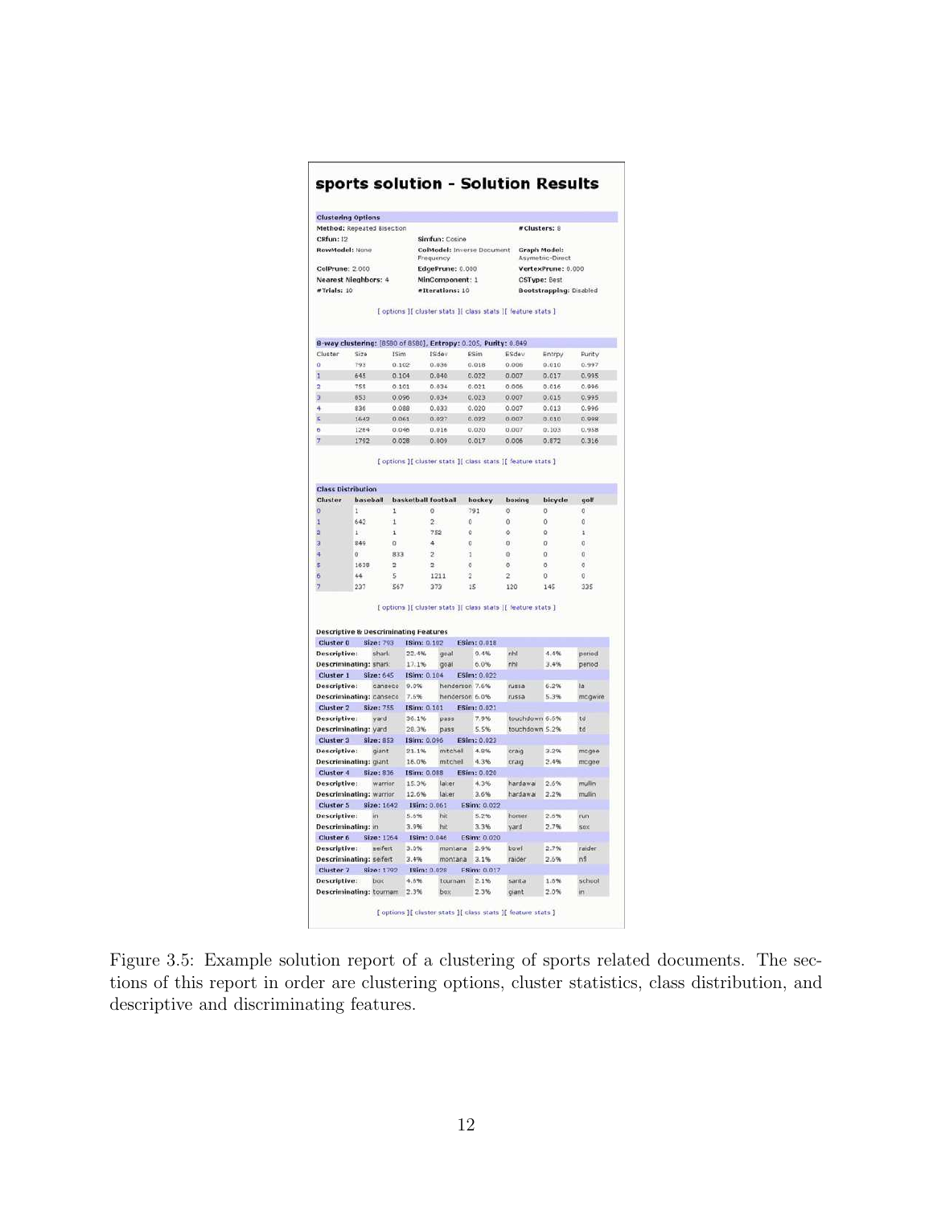## sports solution - Solution Results

**Clustering Options**

| | | |
|---|---|---|
| **Method:** Repeated Bisection | | **#Clusters:** 8 |
| **CRfun:** I2 | **Simfun:** Cosine | |
| **RowModel:** None | **ColModel:** Inverse Document Frequency | **Graph Model:** Asymetric-Direct |
| **ColPrune:** 2.000 | **EdgePrune:** 0.000 | **VertexPrune:** 0.000 |
| **Nearest Nieghbors:** 4 | **MinComponent:** 1 | **CSType:** Best |
| **#Trials:** 10 | **#Iterations:** 10 | **Bootstrapping:** Disabled |

[ options ][ cluster stats ][ class stats ][ feature stats ]

**8-way clustering:** [8580 of 8580], **Entropy:** 0.205, **Purity:** 0.849

| Cluster | Size | ISim | ISdev | ESim | ESdev | Entrpy | Purity |
|---|---|---|---|---|---|---|---|
| 0 | 793 | 0.102 | 0.036 | 0.018 | 0.006 | 0.010 | 0.997 |
| 1 | 645 | 0.104 | 0.040 | 0.022 | 0.007 | 0.017 | 0.995 |
| 2 | 755 | 0.101 | 0.034 | 0.021 | 0.006 | 0.016 | 0.996 |
| 3 | 853 | 0.096 | 0.034 | 0.023 | 0.007 | 0.015 | 0.995 |
| 4 | 836 | 0.088 | 0.033 | 0.020 | 0.007 | 0.013 | 0.996 |
| 5 | 1642 | 0.061 | 0.027 | 0.022 | 0.007 | 0.010 | 0.998 |
| 6 | 1264 | 0.046 | 0.016 | 0.020 | 0.007 | 0.103 | 0.958 |
| 7 | 1792 | 0.028 | 0.009 | 0.017 | 0.006 | 0.872 | 0.316 |

[ options ][ cluster stats ][ class stats ][ feature stats ]

**Class Distribution**

| Cluster | baseball | basketball | football | hockey | boxing | bicycle | golf |
|---|---|---|---|---|---|---|---|
| 0 | 1 | 1 | 0 | 791 | 0 | 0 | 0 |
| 1 | 642 | 1 | 2 | 0 | 0 | 0 | 0 |
| 2 | 1 | 1 | 752 | 0 | 0 | 0 | 1 |
| 3 | 849 | 0 | 4 | 0 | 0 | 0 | 0 |
| 4 | 0 | 833 | 2 | 1 | 0 | 0 | 0 |
| 5 | 1638 | 2 | 2 | 0 | 0 | 0 | 0 |
| 6 | 44 | 5 | 1211 | 2 | 2 | 0 | 0 |
| 7 | 237 | 567 | 373 | 15 | 120 | 145 | 335 |

[ options ][ cluster stats ][ class stats ][ feature stats ]

**Descriptive & Descriminating Features**

| | | | | | | | |
|---|---|---|---|---|---|---|---|
| **Cluster 0** | **Size:** 793 | **ISim:** 0.102 | **ESim:** 0.018 | | | | |
| **Descriptive:** | shark | 22.4% | goal | 9.4% | nhl | 4.4% | period |
| **Descriminating:** | shark | 17.1% | goal | 6.0% | nhl | 3.4% | period |
| **Cluster 1** | **Size:** 645 | **ISim:** 0.104 | **ESim:** 0.022 | | | | |
| **Descriptive:** | canseco | 9.0% | henderson | 7.6% | russa | 6.2% | la |
| **Descriminating:** | canseco | 7.5% | henderson | 6.0% | russa | 5.3% | mcgwire |
| **Cluster 2** | **Size:** 755 | **ISim:** 0.101 | **ESim:** 0.021 | | | | |
| **Descriptive:** | yard | 36.1% | pass | 7.9% | touchdown | 6.6% | td |
| **Descriminating:** | yard | 28.3% | pass | 5.5% | touchdown | 5.2% | td |
| **Cluster 3** | **Size:** 853 | **ISim:** 0.096 | **ESim:** 0.023 | | | | |
| **Descriptive:** | giant | 21.1% | mitchell | 4.8% | craig | 3.2% | mcgee |
| **Descriminating:** | giant | 16.0% | mitchell | 4.3% | craig | 2.4% | mcgee |
| **Cluster 4** | **Size:** 836 | **ISim:** 0.088 | **ESim:** 0.020 | | | | |
| **Descriptive:** | warrior | 15.3% | laker | 4.3% | hardawai | 2.6% | mullin |
| **Descriminating:** | warrior | 12.6% | laker | 3.6% | hardawai | 2.2% | mullin |
| **Cluster 5** | **Size:** 1642 | **ISim:** 0.061 | **ESim:** 0.022 | | | | |
| **Descriptive:** | in | 5.6% | hit | 5.2% | homer | 2.6% | run |
| **Descriminating:** | in | 3.9% | hit | 3.3% | yard | 2.7% | sox |
| **Cluster 6** | **Size:** 1264 | **ISim:** 0.046 | **ESim:** 0.020 | | | | |
| **Descriptive:** | seifert | 3.0% | montana | 2.9% | bowl | 2.7% | raider |
| **Descriminating:** | seifert | 3.4% | montana | 3.1% | raider | 2.6% | nfl |
| **Cluster 7** | **Size:** 1792 | **ISim:** 0.028 | **ESim:** 0.017 | | | | |
| **Descriptive:** | box | 4.6% | tournam | 2.1% | santa | 1.6% | school |
| **Descriminating:** | tournam | 2.3% | box | 2.3% | giant | 2.0% | in |

[ options ][ cluster stats ][ class stats ][ feature stats ]

Figure 3.5: Example solution report of a clustering of sports related documents. The sections of this report in order are clustering options, cluster statistics, class distribution, and descriptive and discriminating features.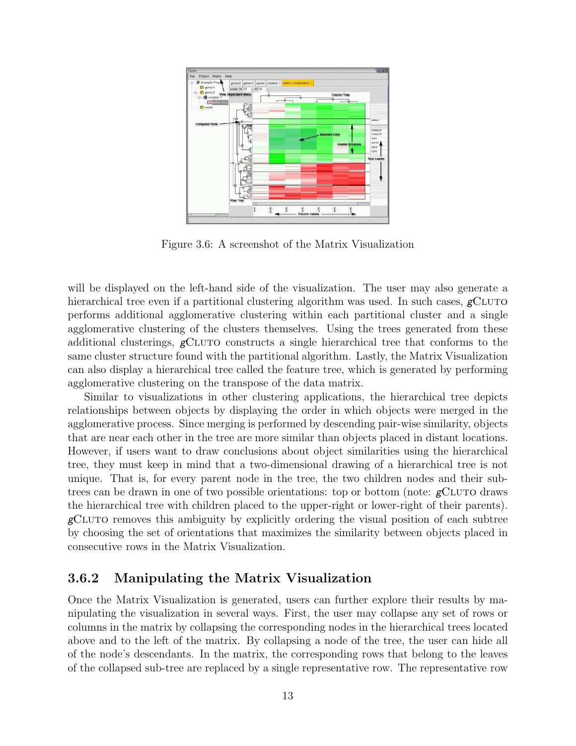Figure 3.6: A screenshot of the Matrix Visualization

will be displayed on the left-hand side of the visualization. The user may also generate a hierarchical tree even if a partitional clustering algorithm was used. In such cases, *g*CLUTO performs additional agglomerative clustering within each partitional cluster and a single agglomerative clustering of the clusters themselves. Using the trees generated from these additional clusterings, *g*CLUTO constructs a single hierarchical tree that conforms to the same cluster structure found with the partitional algorithm. Lastly, the Matrix Visualization can also display a hierarchical tree called the feature tree, which is generated by performing agglomerative clustering on the transpose of the data matrix.

Similar to visualizations in other clustering applications, the hierarchical tree depicts relationships between objects by displaying the order in which objects were merged in the agglomerative process. Since merging is performed by descending pair-wise similarity, objects that are near each other in the tree are more similar than objects placed in distant locations. However, if users want to draw conclusions about object similarities using the hierarchical tree, they must keep in mind that a two-dimensional drawing of a hierarchical tree is not unique. That is, for every parent node in the tree, the two children nodes and their sub-trees can be drawn in one of two possible orientations: top or bottom (note: *g*CLUTO draws the hierarchical tree with children placed to the upper-right or lower-right of their parents). *g*CLUTO removes this ambiguity by explicitly ordering the visual position of each subtree by choosing the set of orientations that maximizes the similarity between objects placed in consecutive rows in the Matrix Visualization.

### 3.6.2 Manipulating the Matrix Visualization

Once the Matrix Visualization is generated, users can further explore their results by manipulating the visualization in several ways. First, the user may collapse any set of rows or columns in the matrix by collapsing the corresponding nodes in the hierarchical trees located above and to the left of the matrix. By collapsing a node of the tree, the user can hide all of the node's descendants. In the matrix, the corresponding rows that belong to the leaves of the collapsed sub-tree are replaced by a single representative row. The representative row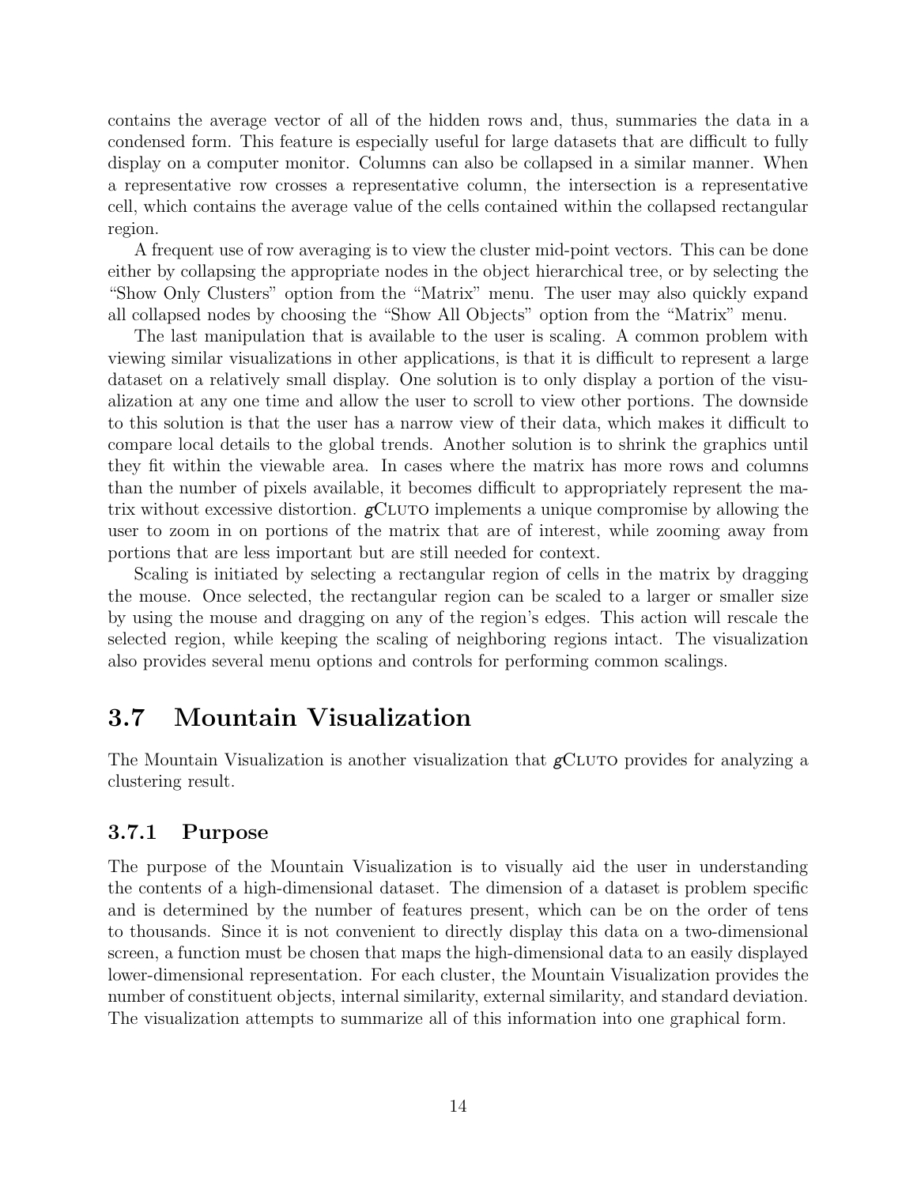contains the average vector of all of the hidden rows and, thus, summaries the data in a condensed form. This feature is especially useful for large datasets that are difficult to fully display on a computer monitor. Columns can also be collapsed in a similar manner. When a representative row crosses a representative column, the intersection is a representative cell, which contains the average value of the cells contained within the collapsed rectangular region.

A frequent use of row averaging is to view the cluster mid-point vectors. This can be done either by collapsing the appropriate nodes in the object hierarchical tree, or by selecting the "Show Only Clusters" option from the "Matrix" menu. The user may also quickly expand all collapsed nodes by choosing the "Show All Objects" option from the "Matrix" menu.

The last manipulation that is available to the user is scaling. A common problem with viewing similar visualizations in other applications, is that it is difficult to represent a large dataset on a relatively small display. One solution is to only display a portion of the visualization at any one time and allow the user to scroll to view other portions. The downside to this solution is that the user has a narrow view of their data, which makes it difficult to compare local details to the global trends. Another solution is to shrink the graphics until they fit within the viewable area. In cases where the matrix has more rows and columns than the number of pixels available, it becomes difficult to appropriately represent the matrix without excessive distortion. *g*CLUTO implements a unique compromise by allowing the user to zoom in on portions of the matrix that are of interest, while zooming away from portions that are less important but are still needed for context.

Scaling is initiated by selecting a rectangular region of cells in the matrix by dragging the mouse. Once selected, the rectangular region can be scaled to a larger or smaller size by using the mouse and dragging on any of the region's edges. This action will rescale the selected region, while keeping the scaling of neighboring regions intact. The visualization also provides several menu options and controls for performing common scalings.

## 3.7 Mountain Visualization

The Mountain Visualization is another visualization that *g*CLUTO provides for analyzing a clustering result.

### 3.7.1 Purpose

The purpose of the Mountain Visualization is to visually aid the user in understanding the contents of a high-dimensional dataset. The dimension of a dataset is problem specific and is determined by the number of features present, which can be on the order of tens to thousands. Since it is not convenient to directly display this data on a two-dimensional screen, a function must be chosen that maps the high-dimensional data to an easily displayed lower-dimensional representation. For each cluster, the Mountain Visualization provides the number of constituent objects, internal similarity, external similarity, and standard deviation. The visualization attempts to summarize all of this information into one graphical form.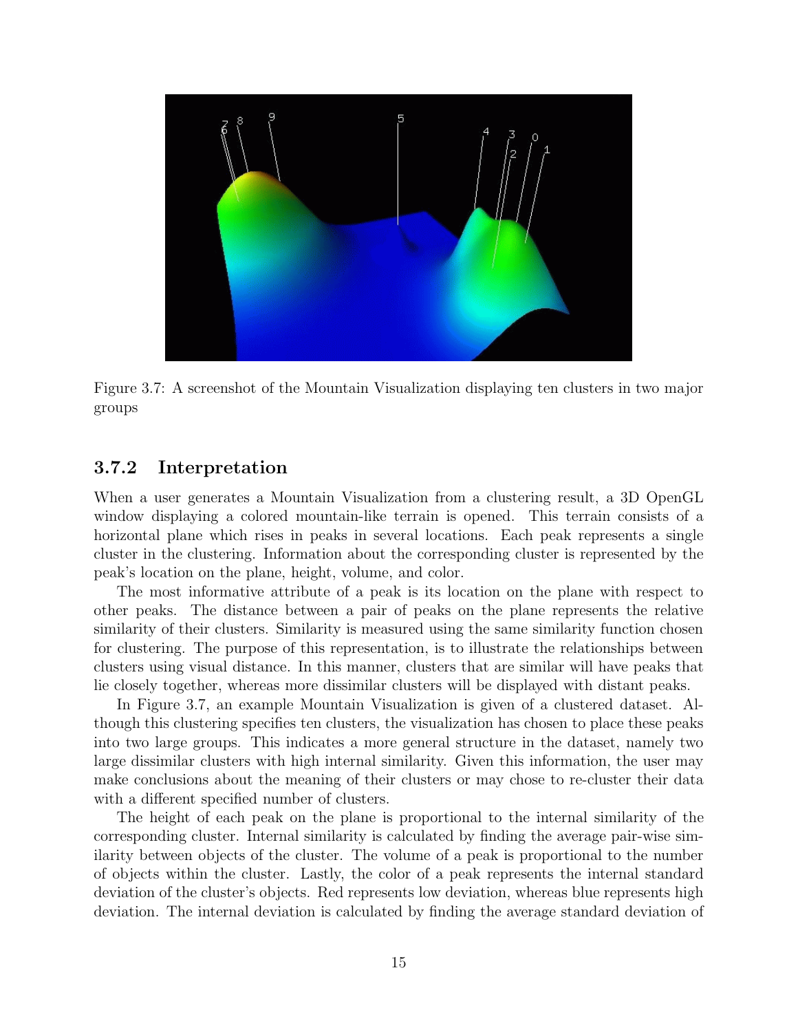Figure 3.7: A screenshot of the Mountain Visualization displaying ten clusters in two major groups

### 3.7.2 Interpretation

When a user generates a Mountain Visualization from a clustering result, a 3D OpenGL window displaying a colored mountain-like terrain is opened. This terrain consists of a horizontal plane which rises in peaks in several locations. Each peak represents a single cluster in the clustering. Information about the corresponding cluster is represented by the peak's location on the plane, height, volume, and color.

The most informative attribute of a peak is its location on the plane with respect to other peaks. The distance between a pair of peaks on the plane represents the relative similarity of their clusters. Similarity is measured using the same similarity function chosen for clustering. The purpose of this representation, is to illustrate the relationships between clusters using visual distance. In this manner, clusters that are similar will have peaks that lie closely together, whereas more dissimilar clusters will be displayed with distant peaks.

In Figure 3.7, an example Mountain Visualization is given of a clustered dataset. Although this clustering specifies ten clusters, the visualization has chosen to place these peaks into two large groups. This indicates a more general structure in the dataset, namely two large dissimilar clusters with high internal similarity. Given this information, the user may make conclusions about the meaning of their clusters or may chose to re-cluster their data with a different specified number of clusters.

The height of each peak on the plane is proportional to the internal similarity of the corresponding cluster. Internal similarity is calculated by finding the average pair-wise similarity between objects of the cluster. The volume of a peak is proportional to the number of objects within the cluster. Lastly, the color of a peak represents the internal standard deviation of the cluster's objects. Red represents low deviation, whereas blue represents high deviation. The internal deviation is calculated by finding the average standard deviation of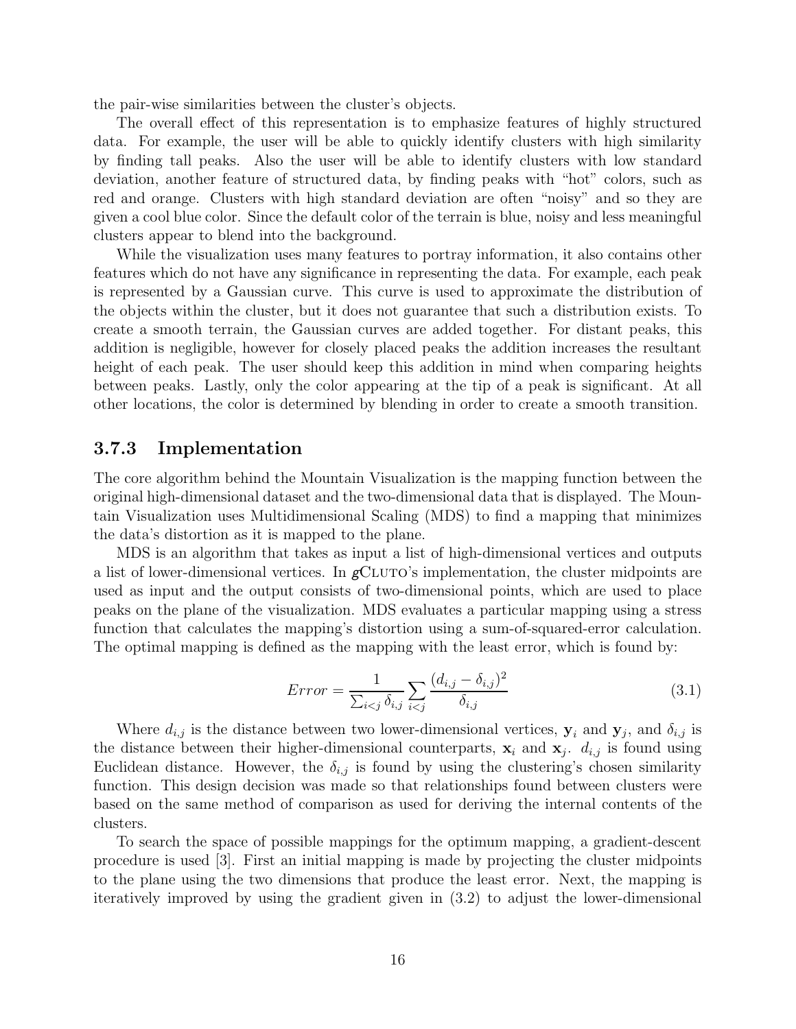the pair-wise similarities between the cluster's objects.

The overall effect of this representation is to emphasize features of highly structured data. For example, the user will be able to quickly identify clusters with high similarity by finding tall peaks. Also the user will be able to identify clusters with low standard deviation, another feature of structured data, by finding peaks with "hot" colors, such as red and orange. Clusters with high standard deviation are often "noisy" and so they are given a cool blue color. Since the default color of the terrain is blue, noisy and less meaningful clusters appear to blend into the background.

While the visualization uses many features to portray information, it also contains other features which do not have any significance in representing the data. For example, each peak is represented by a Gaussian curve. This curve is used to approximate the distribution of the objects within the cluster, but it does not guarantee that such a distribution exists. To create a smooth terrain, the Gaussian curves are added together. For distant peaks, this addition is negligible, however for closely placed peaks the addition increases the resultant height of each peak. The user should keep this addition in mind when comparing heights between peaks. Lastly, only the color appearing at the tip of a peak is significant. At all other locations, the color is determined by blending in order to create a smooth transition.

### 3.7.3 Implementation

The core algorithm behind the Mountain Visualization is the mapping function between the original high-dimensional dataset and the two-dimensional data that is displayed. The Mountain Visualization uses Multidimensional Scaling (MDS) to find a mapping that minimizes the data's distortion as it is mapped to the plane.

MDS is an algorithm that takes as input a list of high-dimensional vertices and outputs a list of lower-dimensional vertices. In *g*CLUTO's implementation, the cluster midpoints are used as input and the output consists of two-dimensional points, which are used to place peaks on the plane of the visualization. MDS evaluates a particular mapping using a stress function that calculates the mapping's distortion using a sum-of-squared-error calculation. The optimal mapping is defined as the mapping with the least error, which is found by:

$$Error = \frac{1}{\sum_{i<j} \delta_{i,j}} \sum_{i<j} \frac{(d_{i,j} - \delta_{i,j})^2}{\delta_{i,j}} \tag{3.1}$$

Where $d_{i,j}$ is the distance between two lower-dimensional vertices, $\mathbf{y}_i$ and $\mathbf{y}_j$, and $\delta_{i,j}$ is the distance between their higher-dimensional counterparts, $\mathbf{x}_i$ and $\mathbf{x}_j$. $d_{i,j}$ is found using Euclidean distance. However, the $\delta_{i,j}$ is found by using the clustering's chosen similarity function. This design decision was made so that relationships found between clusters were based on the same method of comparison as used for deriving the internal contents of the clusters.

To search the space of possible mappings for the optimum mapping, a gradient-descent procedure is used [3]. First an initial mapping is made by projecting the cluster midpoints to the plane using the two dimensions that produce the least error. Next, the mapping is iteratively improved by using the gradient given in (3.2) to adjust the lower-dimensional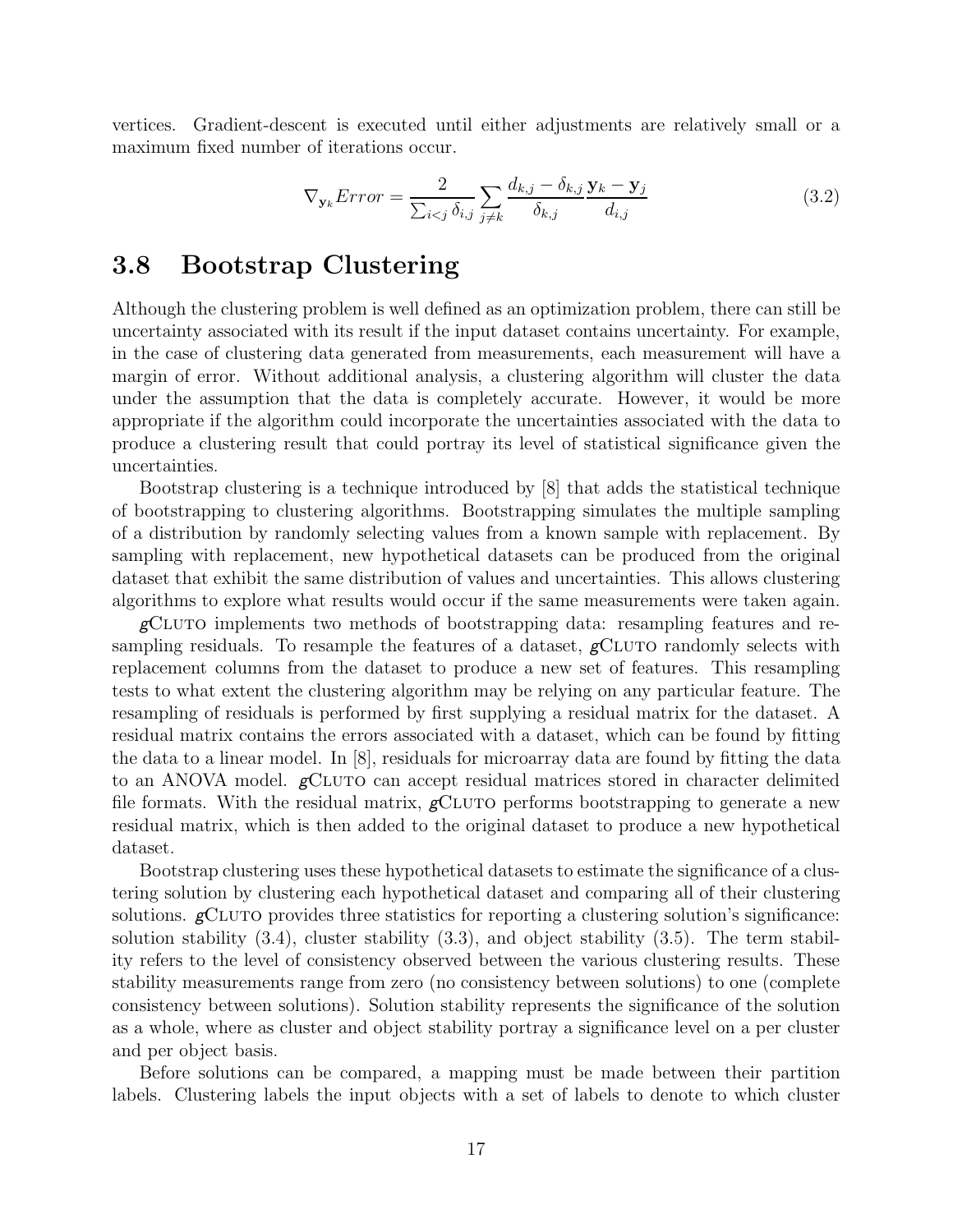vertices. Gradient-descent is executed until either adjustments are relatively small or a maximum fixed number of iterations occur.

$$\nabla_{\mathbf{y}_k} Error = \frac{2}{\sum_{i<j} \delta_{i,j}} \sum_{j \neq k} \frac{d_{k,j} - \delta_{k,j}}{\delta_{k,j}} \frac{\mathbf{y}_k - \mathbf{y}_j}{d_{i,j}} \tag{3.2}$$

## 3.8 Bootstrap Clustering

Although the clustering problem is well defined as an optimization problem, there can still be uncertainty associated with its result if the input dataset contains uncertainty. For example, in the case of clustering data generated from measurements, each measurement will have a margin of error. Without additional analysis, a clustering algorithm will cluster the data under the assumption that the data is completely accurate. However, it would be more appropriate if the algorithm could incorporate the uncertainties associated with the data to produce a clustering result that could portray its level of statistical significance given the uncertainties.

Bootstrap clustering is a technique introduced by [8] that adds the statistical technique of bootstrapping to clustering algorithms. Bootstrapping simulates the multiple sampling of a distribution by randomly selecting values from a known sample with replacement. By sampling with replacement, new hypothetical datasets can be produced from the original dataset that exhibit the same distribution of values and uncertainties. This allows clustering algorithms to explore what results would occur if the same measurements were taken again.

*g*CLUTO implements two methods of bootstrapping data: resampling features and resampling residuals. To resample the features of a dataset, *g*CLUTO randomly selects with replacement columns from the dataset to produce a new set of features. This resampling tests to what extent the clustering algorithm may be relying on any particular feature. The resampling of residuals is performed by first supplying a residual matrix for the dataset. A residual matrix contains the errors associated with a dataset, which can be found by fitting the data to a linear model. In [8], residuals for microarray data are found by fitting the data to an ANOVA model. *g*CLUTO can accept residual matrices stored in character delimited file formats. With the residual matrix, *g*CLUTO performs bootstrapping to generate a new residual matrix, which is then added to the original dataset to produce a new hypothetical dataset.

Bootstrap clustering uses these hypothetical datasets to estimate the significance of a clustering solution by clustering each hypothetical dataset and comparing all of their clustering solutions. *g*CLUTO provides three statistics for reporting a clustering solution's significance: solution stability (3.4), cluster stability (3.3), and object stability (3.5). The term stability refers to the level of consistency observed between the various clustering results. These stability measurements range from zero (no consistency between solutions) to one (complete consistency between solutions). Solution stability represents the significance of the solution as a whole, where as cluster and object stability portray a significance level on a per cluster and per object basis.

Before solutions can be compared, a mapping must be made between their partition labels. Clustering labels the input objects with a set of labels to denote to which cluster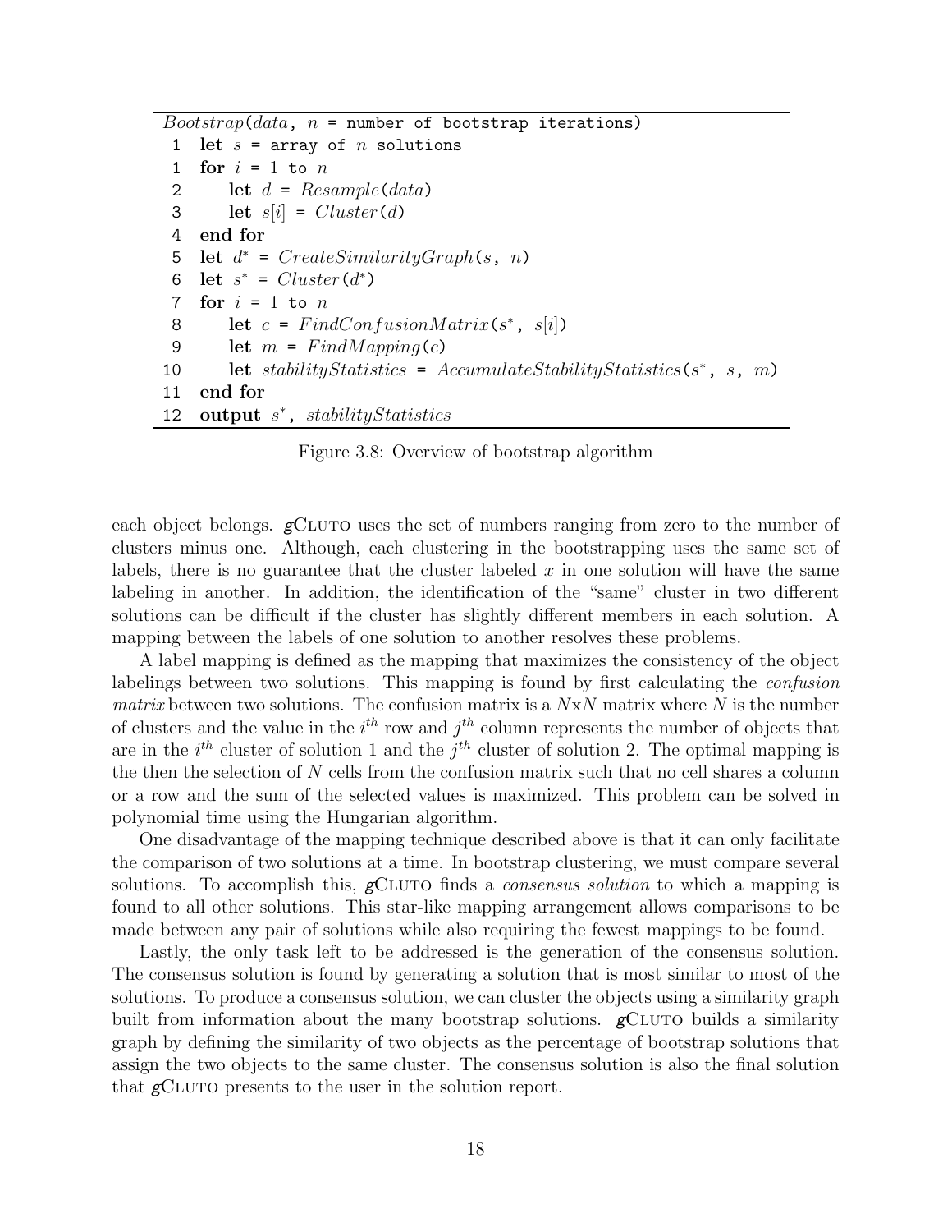```
Bootstrap(data, n = number of bootstrap iterations)
 1  let s = array of n solutions
 1  for i = 1 to n
 2      let d = Resample(data)
 3      let s[i] = Cluster(d)
 4  end for
 5  let d* = CreateSimilarityGraph(s, n)
 6  let s* = Cluster(d*)
 7  for i = 1 to n
 8      let c = FindConfusionMatrix(s*, s[i])
 9      let m = FindMapping(c)
10      let stabilityStatistics = AccumulateStabilityStatistics(s*, s, m)
11  end for
12  output s*, stabilityStatistics
```

Figure 3.8: Overview of bootstrap algorithm

each object belongs. *g*CLUTO uses the set of numbers ranging from zero to the number of clusters minus one. Although, each clustering in the bootstrapping uses the same set of labels, there is no guarantee that the cluster labeled $x$ in one solution will have the same labeling in another. In addition, the identification of the "same" cluster in two different solutions can be difficult if the cluster has slightly different members in each solution. A mapping between the labels of one solution to another resolves these problems.

A label mapping is defined as the mapping that maximizes the consistency of the object labelings between two solutions. This mapping is found by first calculating the *confusion matrix* between two solutions. The confusion matrix is a $N$x$N$ matrix where $N$ is the number of clusters and the value in the $i^{th}$ row and $j^{th}$ column represents the number of objects that are in the $i^{th}$ cluster of solution 1 and the $j^{th}$ cluster of solution 2. The optimal mapping is the then the selection of $N$ cells from the confusion matrix such that no cell shares a column or a row and the sum of the selected values is maximized. This problem can be solved in polynomial time using the Hungarian algorithm.

One disadvantage of the mapping technique described above is that it can only facilitate the comparison of two solutions at a time. In bootstrap clustering, we must compare several solutions. To accomplish this, *g*CLUTO finds a *consensus solution* to which a mapping is found to all other solutions. This star-like mapping arrangement allows comparisons to be made between any pair of solutions while also requiring the fewest mappings to be found.

Lastly, the only task left to be addressed is the generation of the consensus solution. The consensus solution is found by generating a solution that is most similar to most of the solutions. To produce a consensus solution, we can cluster the objects using a similarity graph built from information about the many bootstrap solutions. *g*CLUTO builds a similarity graph by defining the similarity of two objects as the percentage of bootstrap solutions that assign the two objects to the same cluster. The consensus solution is also the final solution that *g*CLUTO presents to the user in the solution report.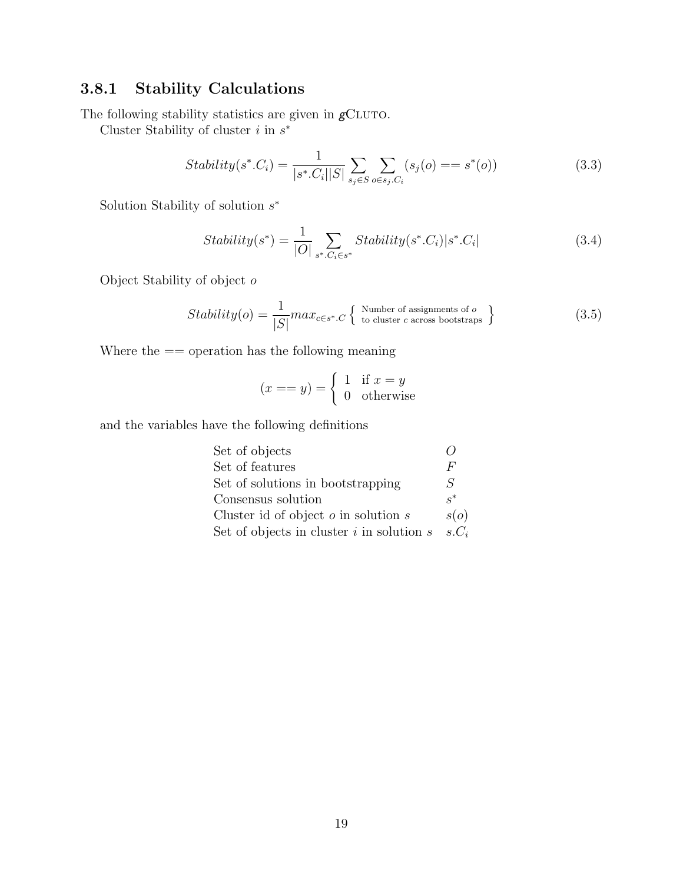### 3.8.1 Stability Calculations

The following stability statistics are given in *g*CLUTO.

Cluster Stability of cluster $i$ in $s^*$

$$Stability(s^*.C_i) = \frac{1}{|s^*.C_i||S|} \sum_{s_j \in S} \sum_{o \in s_j.C_i} (s_j(o) == s^*(o)) \tag{3.3}$$

Solution Stability of solution $s^*$

$$Stability(s^*) = \frac{1}{|O|} \sum_{s^*.C_i \in s^*} Stability(s^*.C_i)|s^*.C_i| \tag{3.4}$$

Object Stability of object $o$

$$Stability(o) = \frac{1}{|S|} max_{c \in s^*.C} \left\{ \begin{array}{l} \text{Number of assignments of } o \\ \text{to cluster } c \text{ across bootstraps} \end{array} \right\} \tag{3.5}$$

Where the == operation has the following meaning

$$(x == y) = \begin{cases} 1 & \text{if } x = y \\ 0 & \text{otherwise} \end{cases}$$

and the variables have the following definitions

| | |
|---|---|
| Set of objects | $O$ |
| Set of features | $F$ |
| Set of solutions in bootstrapping | $S$ |
| Consensus solution | $s^*$ |
| Cluster id of object $o$ in solution $s$ | $s(o)$ |
| Set of objects in cluster $i$ in solution $s$ | $s.C_i$ |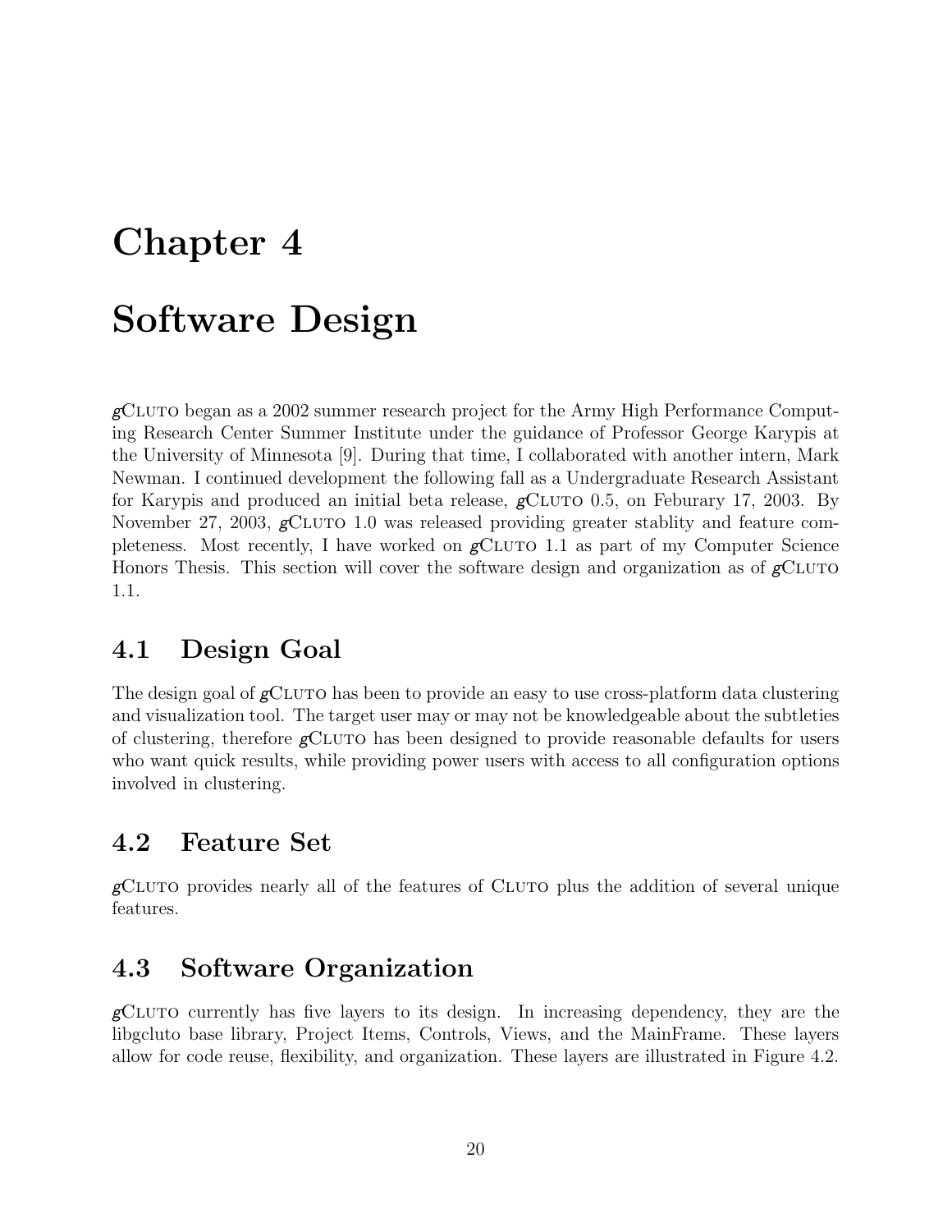# Chapter 4

# Software Design

*g*CLUTO began as a 2002 summer research project for the Army High Performance Computing Research Center Summer Institute under the guidance of Professor George Karypis at the University of Minnesota [9]. During that time, I collaborated with another intern, Mark Newman. I continued development the following fall as a Undergraduate Research Assistant for Karypis and produced an initial beta release, *g*CLUTO 0.5, on Feburary 17, 2003. By November 27, 2003, *g*CLUTO 1.0 was released providing greater stablity and feature completeness. Most recently, I have worked on *g*CLUTO 1.1 as part of my Computer Science Honors Thesis. This section will cover the software design and organization as of *g*CLUTO 1.1.

## 4.1 Design Goal

The design goal of *g*CLUTO has been to provide an easy to use cross-platform data clustering and visualization tool. The target user may or may not be knowledgeable about the subtleties of clustering, therefore *g*CLUTO has been designed to provide reasonable defaults for users who want quick results, while providing power users with access to all configuration options involved in clustering.

## 4.2 Feature Set

*g*CLUTO provides nearly all of the features of CLUTO plus the addition of several unique features.

## 4.3 Software Organization

*g*CLUTO currently has five layers to its design. In increasing dependency, they are the libgcluto base library, Project Items, Controls, Views, and the MainFrame. These layers allow for code reuse, flexibility, and organization. These layers are illustrated in Figure 4.2.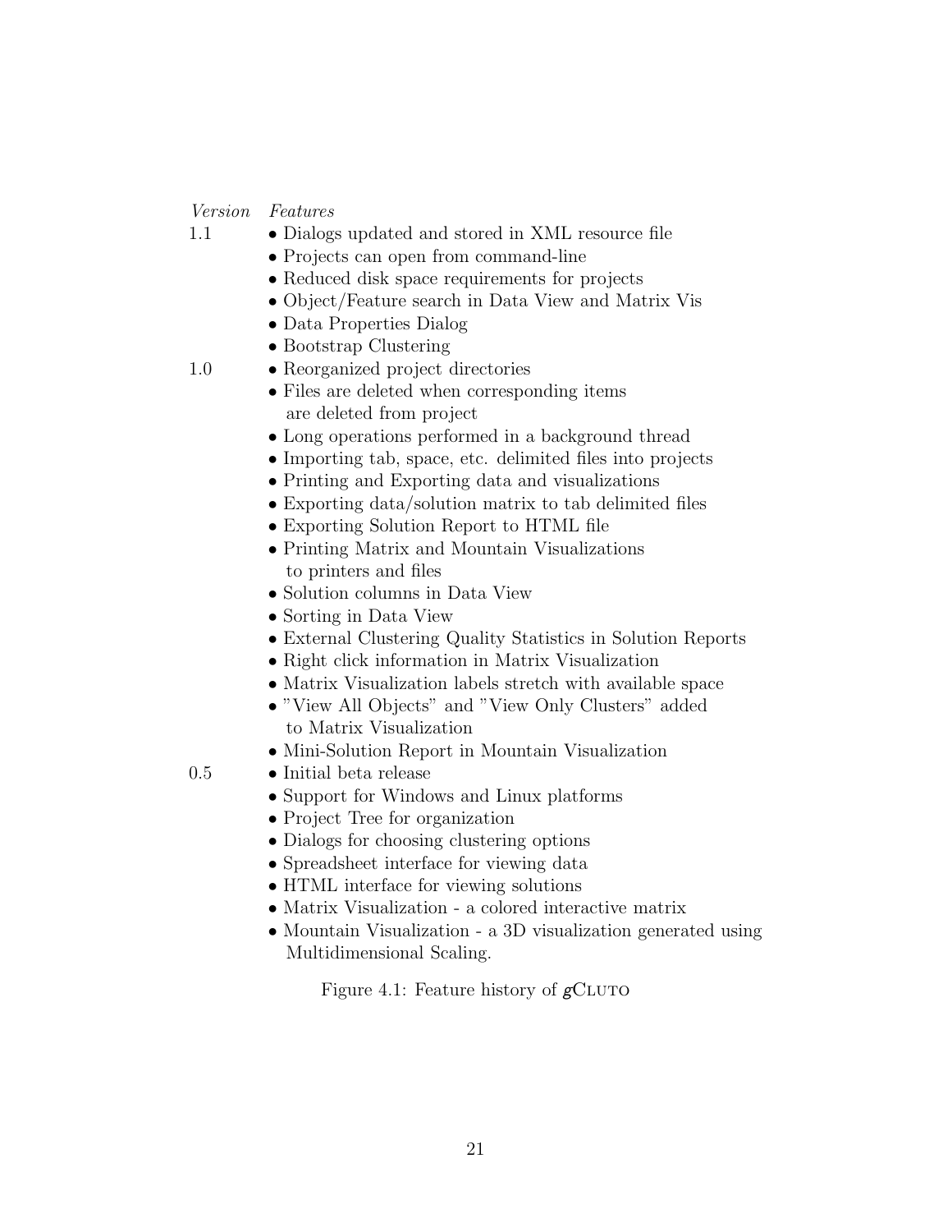| *Version* | *Features* |
|---|---|
| 1.1 | • Dialogs updated and stored in XML resource file |
| | • Projects can open from command-line |
| | • Reduced disk space requirements for projects |
| | • Object/Feature search in Data View and Matrix Vis |
| | • Data Properties Dialog |
| | • Bootstrap Clustering |
| 1.0 | • Reorganized project directories |
| | • Files are deleted when corresponding items are deleted from project |
| | • Long operations performed in a background thread |
| | • Importing tab, space, etc. delimited files into projects |
| | • Printing and Exporting data and visualizations |
| | • Exporting data/solution matrix to tab delimited files |
| | • Exporting Solution Report to HTML file |
| | • Printing Matrix and Mountain Visualizations to printers and files |
| | • Solution columns in Data View |
| | • Sorting in Data View |
| | • External Clustering Quality Statistics in Solution Reports |
| | • Right click information in Matrix Visualization |
| | • Matrix Visualization labels stretch with available space |
| | • "View All Objects" and "View Only Clusters" added to Matrix Visualization |
| | • Mini-Solution Report in Mountain Visualization |
| 0.5 | • Initial beta release |
| | • Support for Windows and Linux platforms |
| | • Project Tree for organization |
| | • Dialogs for choosing clustering options |
| | • Spreadsheet interface for viewing data |
| | • HTML interface for viewing solutions |
| | • Matrix Visualization - a colored interactive matrix |
| | • Mountain Visualization - a 3D visualization generated using Multidimensional Scaling. |

Figure 4.1: Feature history of *g*CLUTO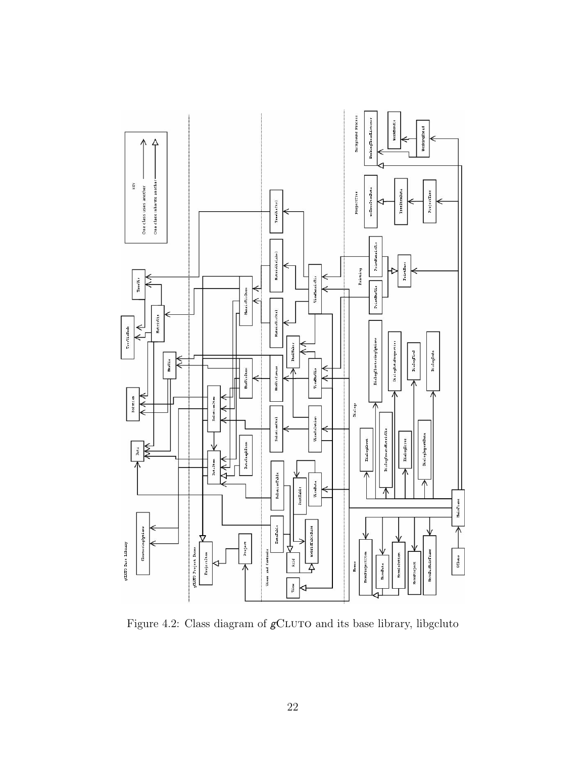Figure 4.2: Class diagram of *g*CLUTO and its base library, libgcluto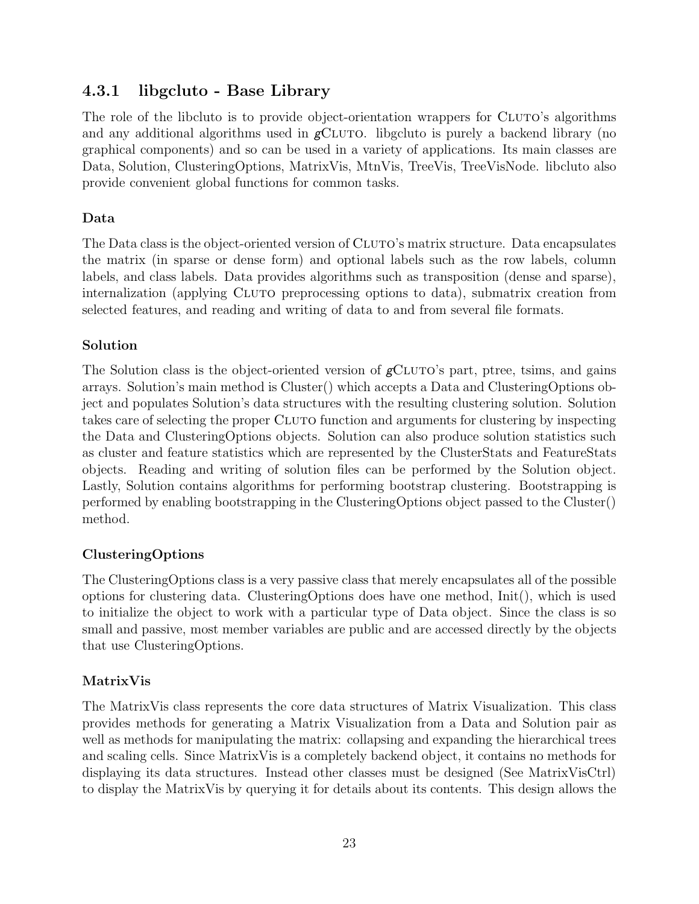### 4.3.1 libgcluto - Base Library

The role of the libcluto is to provide object-orientation wrappers for CLUTO's algorithms and any additional algorithms used in *g*CLUTO. libgcluto is purely a backend library (no graphical components) and so can be used in a variety of applications. Its main classes are Data, Solution, ClusteringOptions, MatrixVis, MtnVis, TreeVis, TreeVisNode. libcluto also provide convenient global functions for common tasks.

#### Data

The Data class is the object-oriented version of CLUTO's matrix structure. Data encapsulates the matrix (in sparse or dense form) and optional labels such as the row labels, column labels, and class labels. Data provides algorithms such as transposition (dense and sparse), internalization (applying CLUTO preprocessing options to data), submatrix creation from selected features, and reading and writing of data to and from several file formats.

#### Solution

The Solution class is the object-oriented version of *g*CLUTO's part, ptree, tsims, and gains arrays. Solution's main method is Cluster() which accepts a Data and ClusteringOptions object and populates Solution's data structures with the resulting clustering solution. Solution takes care of selecting the proper CLUTO function and arguments for clustering by inspecting the Data and ClusteringOptions objects. Solution can also produce solution statistics such as cluster and feature statistics which are represented by the ClusterStats and FeatureStats objects. Reading and writing of solution files can be performed by the Solution object. Lastly, Solution contains algorithms for performing bootstrap clustering. Bootstrapping is performed by enabling bootstrapping in the ClusteringOptions object passed to the Cluster() method.

#### ClusteringOptions

The ClusteringOptions class is a very passive class that merely encapsulates all of the possible options for clustering data. ClusteringOptions does have one method, Init(), which is used to initialize the object to work with a particular type of Data object. Since the class is so small and passive, most member variables are public and are accessed directly by the objects that use ClusteringOptions.

#### MatrixVis

The MatrixVis class represents the core data structures of Matrix Visualization. This class provides methods for generating a Matrix Visualization from a Data and Solution pair as well as methods for manipulating the matrix: collapsing and expanding the hierarchical trees and scaling cells. Since MatrixVis is a completely backend object, it contains no methods for displaying its data structures. Instead other classes must be designed (See MatrixVisCtrl) to display the MatrixVis by querying it for details about its contents. This design allows the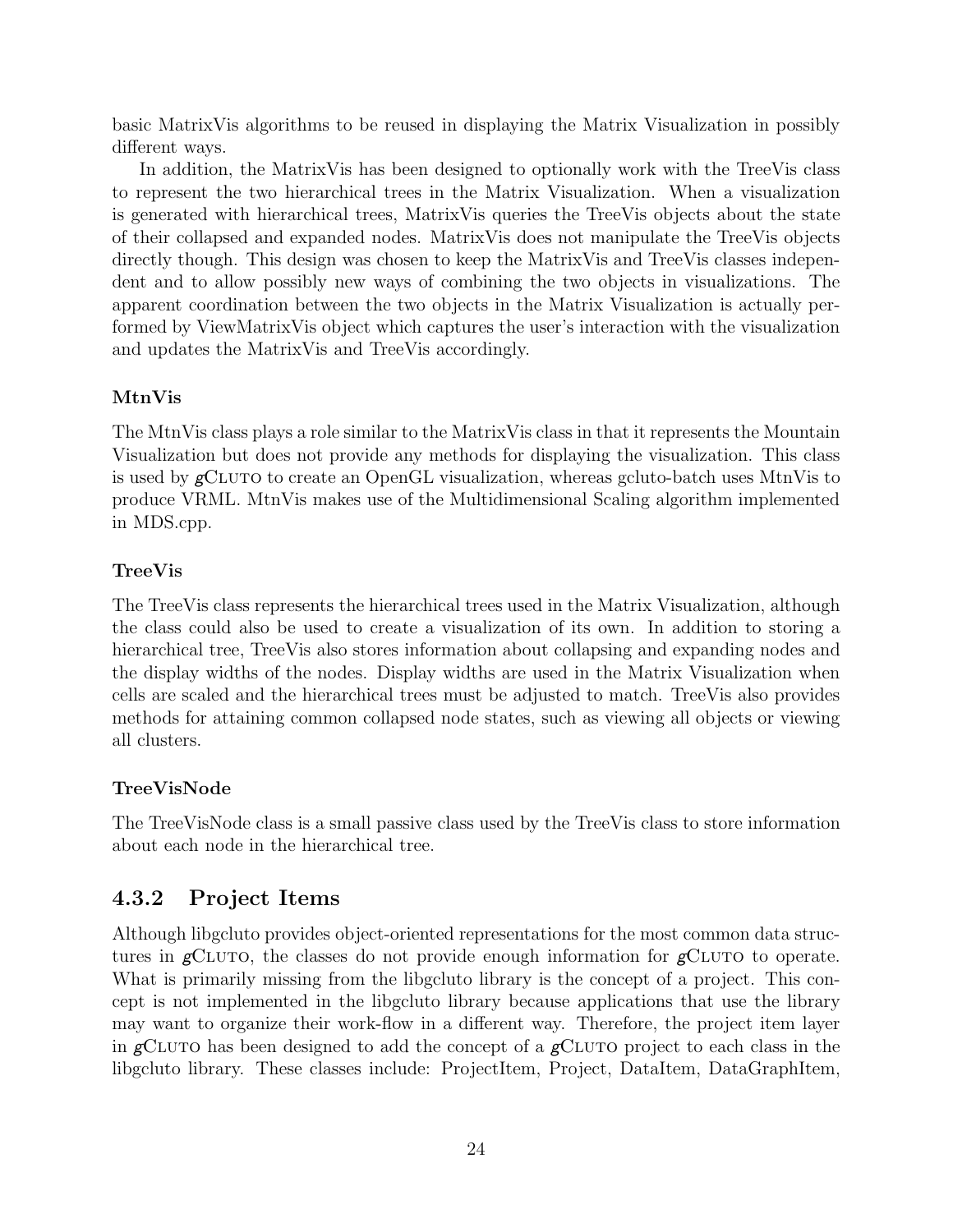basic MatrixVis algorithms to be reused in displaying the Matrix Visualization in possibly different ways.

In addition, the MatrixVis has been designed to optionally work with the TreeVis class to represent the two hierarchical trees in the Matrix Visualization. When a visualization is generated with hierarchical trees, MatrixVis queries the TreeVis objects about the state of their collapsed and expanded nodes. MatrixVis does not manipulate the TreeVis objects directly though. This design was chosen to keep the MatrixVis and TreeVis classes independent and to allow possibly new ways of combining the two objects in visualizations. The apparent coordination between the two objects in the Matrix Visualization is actually performed by ViewMatrixVis object which captures the user's interaction with the visualization and updates the MatrixVis and TreeVis accordingly.

#### MtnVis

The MtnVis class plays a role similar to the MatrixVis class in that it represents the Mountain Visualization but does not provide any methods for displaying the visualization. This class is used by *g*CLUTO to create an OpenGL visualization, whereas gcluto-batch uses MtnVis to produce VRML. MtnVis makes use of the Multidimensional Scaling algorithm implemented in MDS.cpp.

#### TreeVis

The TreeVis class represents the hierarchical trees used in the Matrix Visualization, although the class could also be used to create a visualization of its own. In addition to storing a hierarchical tree, TreeVis also stores information about collapsing and expanding nodes and the display widths of the nodes. Display widths are used in the Matrix Visualization when cells are scaled and the hierarchical trees must be adjusted to match. TreeVis also provides methods for attaining common collapsed node states, such as viewing all objects or viewing all clusters.

#### TreeVisNode

The TreeVisNode class is a small passive class used by the TreeVis class to store information about each node in the hierarchical tree.

### 4.3.2 Project Items

Although libgcluto provides object-oriented representations for the most common data structures in *g*CLUTO, the classes do not provide enough information for *g*CLUTO to operate. What is primarily missing from the libgcluto library is the concept of a project. This concept is not implemented in the libgcluto library because applications that use the library may want to organize their work-flow in a different way. Therefore, the project item layer in *g*CLUTO has been designed to add the concept of a *g*CLUTO project to each class in the libgcluto library. These classes include: ProjectItem, Project, DataItem, DataGraphItem,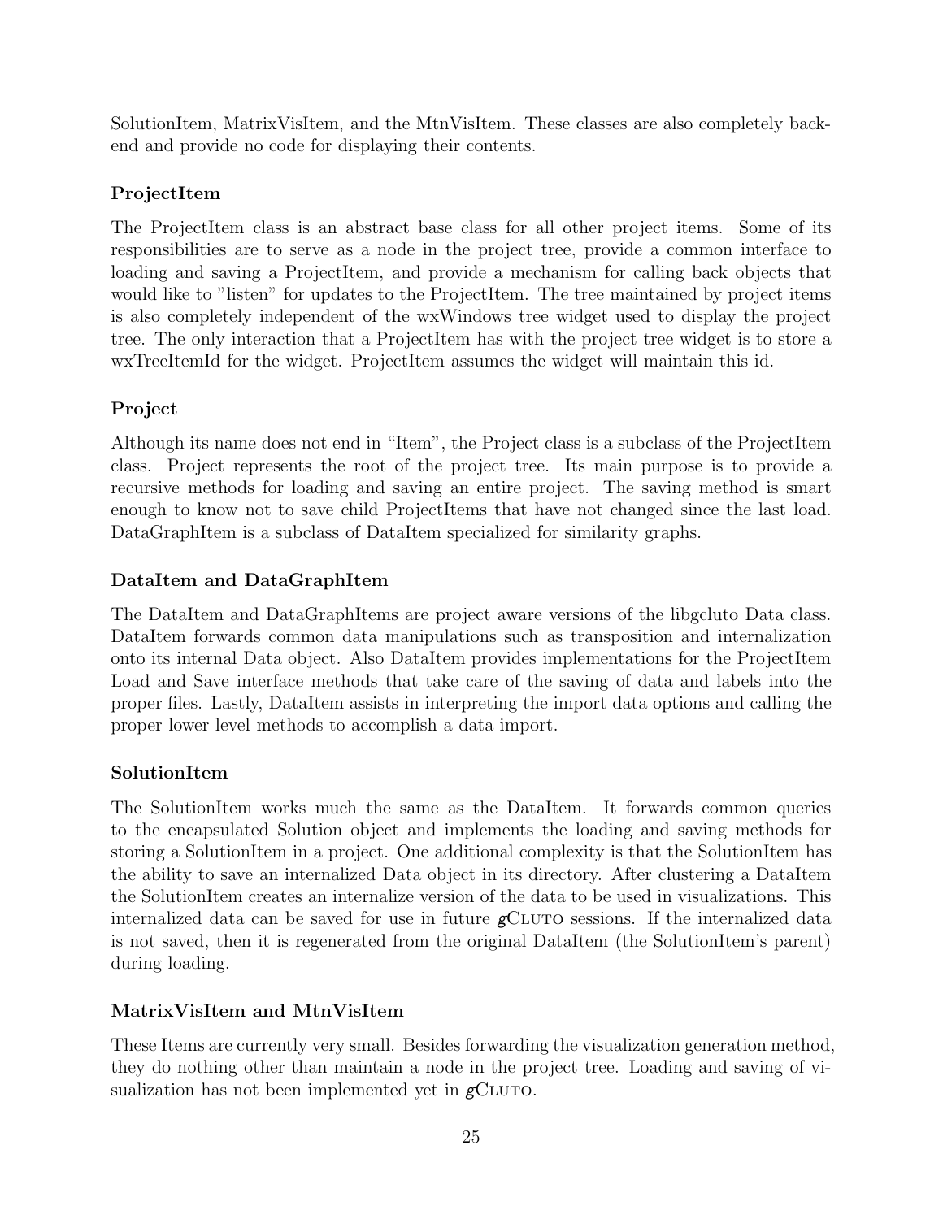SolutionItem, MatrixVisItem, and the MtnVisItem. These classes are also completely back-end and provide no code for displaying their contents.

### ProjectItem

The ProjectItem class is an abstract base class for all other project items. Some of its responsibilities are to serve as a node in the project tree, provide a common interface to loading and saving a ProjectItem, and provide a mechanism for calling back objects that would like to "listen" for updates to the ProjectItem. The tree maintained by project items is also completely independent of the wxWindows tree widget used to display the project tree. The only interaction that a ProjectItem has with the project tree widget is to store a wxTreeItemId for the widget. ProjectItem assumes the widget will maintain this id.

### Project

Although its name does not end in "Item", the Project class is a subclass of the ProjectItem class. Project represents the root of the project tree. Its main purpose is to provide a recursive methods for loading and saving an entire project. The saving method is smart enough to know not to save child ProjectItems that have not changed since the last load. DataGraphItem is a subclass of DataItem specialized for similarity graphs.

### DataItem and DataGraphItem

The DataItem and DataGraphItems are project aware versions of the libgcluto Data class. DataItem forwards common data manipulations such as transposition and internalization onto its internal Data object. Also DataItem provides implementations for the ProjectItem Load and Save interface methods that take care of the saving of data and labels into the proper files. Lastly, DataItem assists in interpreting the import data options and calling the proper lower level methods to accomplish a data import.

### SolutionItem

The SolutionItem works much the same as the DataItem. It forwards common queries to the encapsulated Solution object and implements the loading and saving methods for storing a SolutionItem in a project. One additional complexity is that the SolutionItem has the ability to save an internalized Data object in its directory. After clustering a DataItem the SolutionItem creates an internalize version of the data to be used in visualizations. This internalized data can be saved for use in future *g*CLUTO sessions. If the internalized data is not saved, then it is regenerated from the original DataItem (the SolutionItem's parent) during loading.

### MatrixVisItem and MtnVisItem

These Items are currently very small. Besides forwarding the visualization generation method, they do nothing other than maintain a node in the project tree. Loading and saving of visualization has not been implemented yet in *g*CLUTO.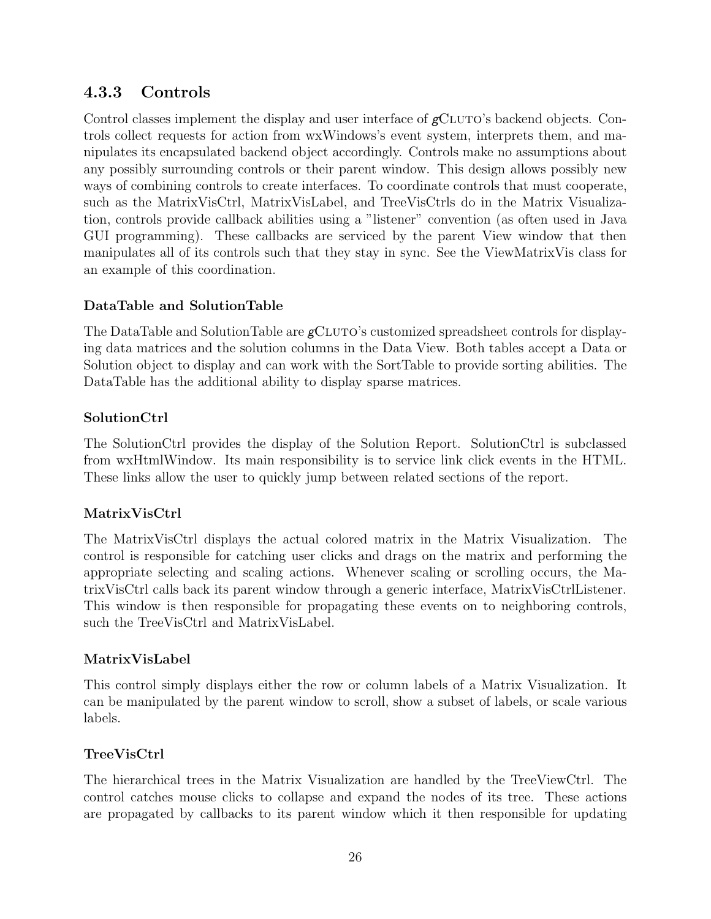### 4.3.3 Controls

Control classes implement the display and user interface of *g*CLUTO's backend objects. Controls collect requests for action from wxWindows's event system, interprets them, and manipulates its encapsulated backend object accordingly. Controls make no assumptions about any possibly surrounding controls or their parent window. This design allows possibly new ways of combining controls to create interfaces. To coordinate controls that must cooperate, such as the MatrixVisCtrl, MatrixVisLabel, and TreeVisCtrls do in the Matrix Visualization, controls provide callback abilities using a "listener" convention (as often used in Java GUI programming). These callbacks are serviced by the parent View window that then manipulates all of its controls such that they stay in sync. See the ViewMatrixVis class for an example of this coordination.

**DataTable and SolutionTable**

The DataTable and SolutionTable are *g*CLUTO's customized spreadsheet controls for displaying data matrices and the solution columns in the Data View. Both tables accept a Data or Solution object to display and can work with the SortTable to provide sorting abilities. The DataTable has the additional ability to display sparse matrices.

**SolutionCtrl**

The SolutionCtrl provides the display of the Solution Report. SolutionCtrl is subclassed from wxHtmlWindow. Its main responsibility is to service link click events in the HTML. These links allow the user to quickly jump between related sections of the report.

**MatrixVisCtrl**

The MatrixVisCtrl displays the actual colored matrix in the Matrix Visualization. The control is responsible for catching user clicks and drags on the matrix and performing the appropriate selecting and scaling actions. Whenever scaling or scrolling occurs, the MatrixVisCtrl calls back its parent window through a generic interface, MatrixVisCtrlListener. This window is then responsible for propagating these events on to neighboring controls, such the TreeVisCtrl and MatrixVisLabel.

**MatrixVisLabel**

This control simply displays either the row or column labels of a Matrix Visualization. It can be manipulated by the parent window to scroll, show a subset of labels, or scale various labels.

**TreeVisCtrl**

The hierarchical trees in the Matrix Visualization are handled by the TreeViewCtrl. The control catches mouse clicks to collapse and expand the nodes of its tree. These actions are propagated by callbacks to its parent window which it then responsible for updating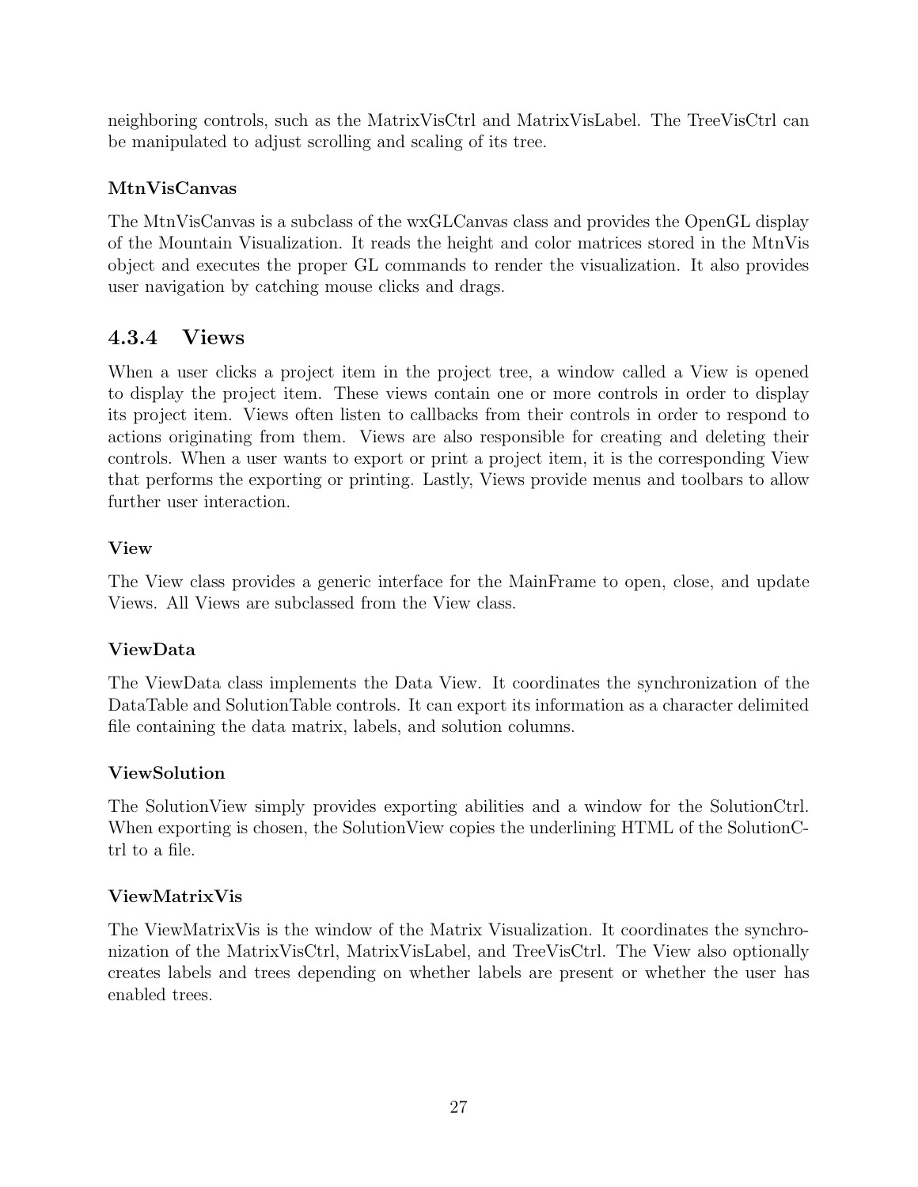neighboring controls, such as the MatrixVisCtrl and MatrixVisLabel. The TreeVisCtrl can be manipulated to adjust scrolling and scaling of its tree.

#### MtnVisCanvas

The MtnVisCanvas is a subclass of the wxGLCanvas class and provides the OpenGL display of the Mountain Visualization. It reads the height and color matrices stored in the MtnVis object and executes the proper GL commands to render the visualization. It also provides user navigation by catching mouse clicks and drags.

### 4.3.4 Views

When a user clicks a project item in the project tree, a window called a View is opened to display the project item. These views contain one or more controls in order to display its project item. Views often listen to callbacks from their controls in order to respond to actions originating from them. Views are also responsible for creating and deleting their controls. When a user wants to export or print a project item, it is the corresponding View that performs the exporting or printing. Lastly, Views provide menus and toolbars to allow further user interaction.

#### View

The View class provides a generic interface for the MainFrame to open, close, and update Views. All Views are subclassed from the View class.

#### ViewData

The ViewData class implements the Data View. It coordinates the synchronization of the DataTable and SolutionTable controls. It can export its information as a character delimited file containing the data matrix, labels, and solution columns.

#### ViewSolution

The SolutionView simply provides exporting abilities and a window for the SolutionCtrl. When exporting is chosen, the SolutionView copies the underlining HTML of the SolutionCtrl to a file.

#### ViewMatrixVis

The ViewMatrixVis is the window of the Matrix Visualization. It coordinates the synchronization of the MatrixVisCtrl, MatrixVisLabel, and TreeVisCtrl. The View also optionally creates labels and trees depending on whether labels are present or whether the user has enabled trees.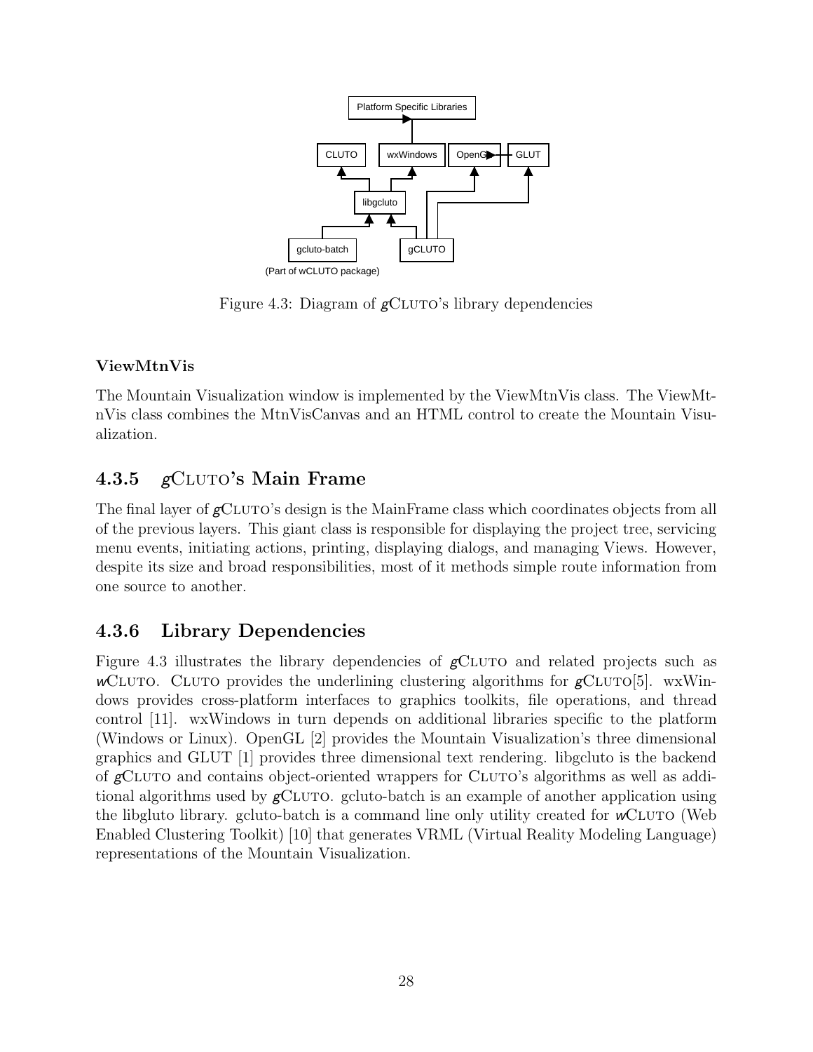Figure 4.3: Diagram of *g*CLUTO's library dependencies

**ViewMtnVis**

The Mountain Visualization window is implemented by the ViewMtnVis class. The ViewMtnVis class combines the MtnVisCanvas and an HTML control to create the Mountain Visualization.

### 4.3.5 *g*CLUTO's Main Frame

The final layer of *g*CLUTO's design is the MainFrame class which coordinates objects from all of the previous layers. This giant class is responsible for displaying the project tree, servicing menu events, initiating actions, printing, displaying dialogs, and managing Views. However, despite its size and broad responsibilities, most of it methods simple route information from one source to another.

### 4.3.6 Library Dependencies

Figure 4.3 illustrates the library dependencies of *g*CLUTO and related projects such as *w*CLUTO. CLUTO provides the underlining clustering algorithms for *g*CLUTO[5]. wxWindows provides cross-platform interfaces to graphics toolkits, file operations, and thread control [11]. wxWindows in turn depends on additional libraries specific to the platform (Windows or Linux). OpenGL [2] provides the Mountain Visualization's three dimensional graphics and GLUT [1] provides three dimensional text rendering. libgcluto is the backend of *g*CLUTO and contains object-oriented wrappers for CLUTO's algorithms as well as additional algorithms used by *g*CLUTO. gcluto-batch is an example of another application using the libgluto library. gcluto-batch is a command line only utility created for *w*CLUTO (Web Enabled Clustering Toolkit) [10] that generates VRML (Virtual Reality Modeling Language) representations of the Mountain Visualization.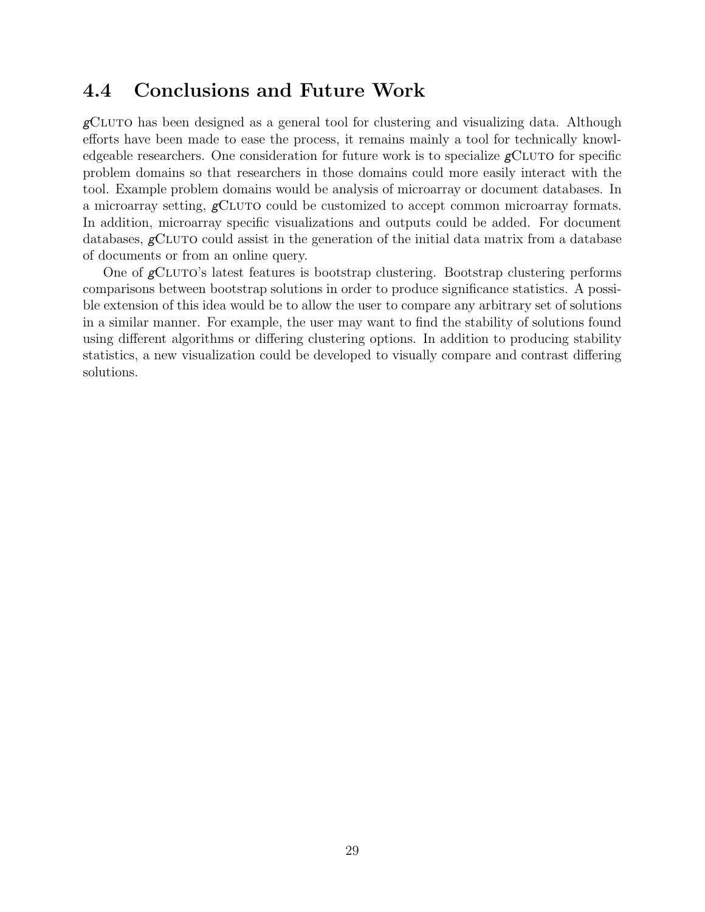## 4.4 Conclusions and Future Work

*g*CLUTO has been designed as a general tool for clustering and visualizing data. Although efforts have been made to ease the process, it remains mainly a tool for technically knowledgeable researchers. One consideration for future work is to specialize *g*CLUTO for specific problem domains so that researchers in those domains could more easily interact with the tool. Example problem domains would be analysis of microarray or document databases. In a microarray setting, *g*CLUTO could be customized to accept common microarray formats. In addition, microarray specific visualizations and outputs could be added. For document databases, *g*CLUTO could assist in the generation of the initial data matrix from a database of documents or from an online query.

One of *g*CLUTO's latest features is bootstrap clustering. Bootstrap clustering performs comparisons between bootstrap solutions in order to produce significance statistics. A possible extension of this idea would be to allow the user to compare any arbitrary set of solutions in a similar manner. For example, the user may want to find the stability of solutions found using different algorithms or differing clustering options. In addition to producing stability statistics, a new visualization could be developed to visually compare and contrast differing solutions.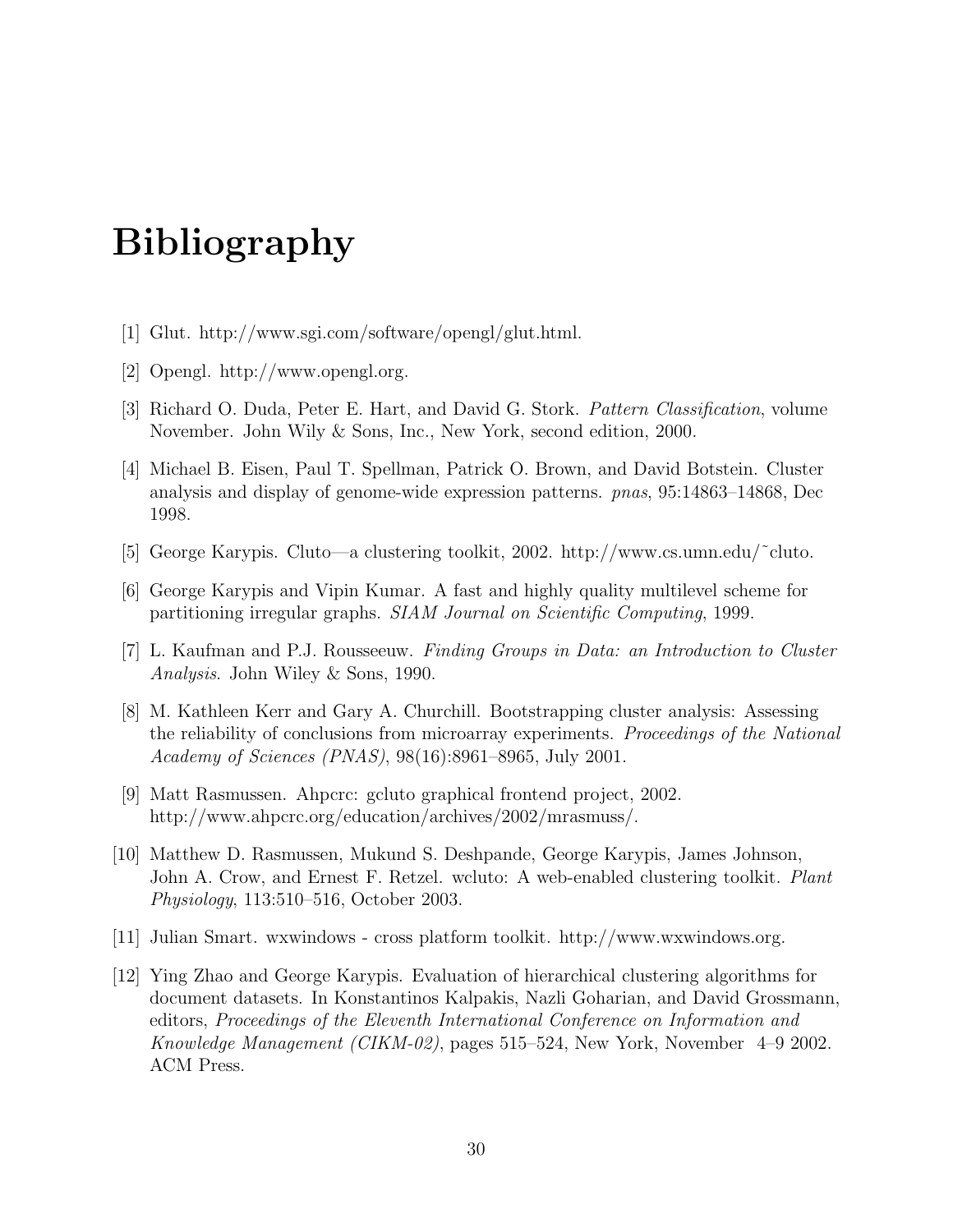# Bibliography

[1] Glut. http://www.sgi.com/software/opengl/glut.html.

[2] Opengl. http://www.opengl.org.

[3] Richard O. Duda, Peter E. Hart, and David G. Stork. *Pattern Classification*, volume November. John Wily & Sons, Inc., New York, second edition, 2000.

[4] Michael B. Eisen, Paul T. Spellman, Patrick O. Brown, and David Botstein. Cluster analysis and display of genome-wide expression patterns. *pnas*, 95:14863–14868, Dec 1998.

[5] George Karypis. Cluto—a clustering toolkit, 2002. http://www.cs.umn.edu/˜cluto.

[6] George Karypis and Vipin Kumar. A fast and highly quality multilevel scheme for partitioning irregular graphs. *SIAM Journal on Scientific Computing*, 1999.

[7] L. Kaufman and P.J. Rousseeuw. *Finding Groups in Data: an Introduction to Cluster Analysis*. John Wiley & Sons, 1990.

[8] M. Kathleen Kerr and Gary A. Churchill. Bootstrapping cluster analysis: Assessing the reliability of conclusions from microarray experiments. *Proceedings of the National Academy of Sciences (PNAS)*, 98(16):8961–8965, July 2001.

[9] Matt Rasmussen. Ahpcrc: gcluto graphical frontend project, 2002. http://www.ahpcrc.org/education/archives/2002/mrasmuss/.

[10] Matthew D. Rasmussen, Mukund S. Deshpande, George Karypis, James Johnson, John A. Crow, and Ernest F. Retzel. wcluto: A web-enabled clustering toolkit. *Plant Physiology*, 113:510–516, October 2003.

[11] Julian Smart. wxwindows - cross platform toolkit. http://www.wxwindows.org.

[12] Ying Zhao and George Karypis. Evaluation of hierarchical clustering algorithms for document datasets. In Konstantinos Kalpakis, Nazli Goharian, and David Grossmann, editors, *Proceedings of the Eleventh International Conference on Information and Knowledge Management (CIKM-02)*, pages 515–524, New York, November 4–9 2002. ACM Press.